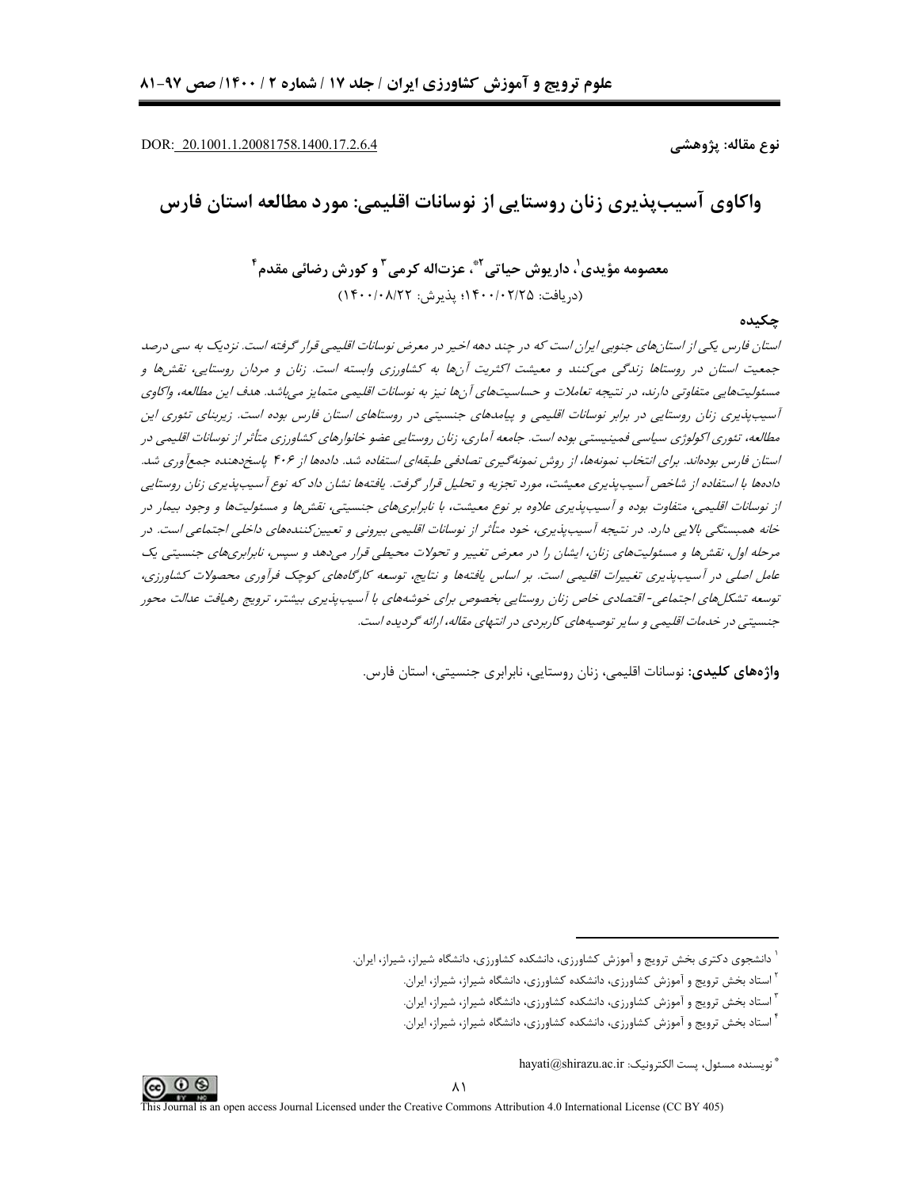DOR: 20.1001.1.20081758.1400.17.2.6.4

**نوع مقاله: پژوهشی**

# واکاوی آسیب‌پذیری زنان روستایی از نوسانات اقلیمی: مورد مطالعه استان فارس

**معصومه مؤیدی[1]، داریوش حیاتی[2]*، عزت‌اله کرمی[3] و کورش رضائی مقدم[4]**

(دریافت: ۱۴۰۰/۰۲/۲۵؛ پذیرش: ۱۴۰۰/۰۸/۲۲)

## چکیده

*استان فارس یکی از استان‌های جنوبی ایران است که در چند دهه اخیر در معرض نوسانات اقلیمی قرار گرفته است. نزدیک به سی درصد جمعیت استان در روستاها زندگی می‌کنند و معیشت اکثریت آن‌ها به کشاورزی وابسته است. زنان و مردان روستایی، نقش‌ها و مسئولیت‌هایی متفاوتی دارند، در نتیجه تعاملات و حساسیت‌های آن‌ها نیز به نوسانات اقلیمی متمایز می‌باشد. هدف این مطالعه، واکاوی آسیب‌پذیری زنان روستایی در برابر نوسانات اقلیمی و پیامدهای جنسیتی در روستاهای استان فارس بوده است. زیربنای تئوری این مطالعه، تئوری اکولوژی سیاسی فمینیستی بوده است. جامعه آماری، زنان روستایی عضو خانوارهای کشاورزی متأثر از نوسانات اقلیمی در استان فارس بوده‌اند. برای انتخاب نمونه‌ها، از روش نمونه‌گیری تصادفی طبقه‌ای استفاده شد. داده‌ها از ۴۰۶ پاسخ‌دهنده جمع‌آوری شد. داده‌ها با استفاده از شاخص آسیب‌پذیری معیشت، مورد تجزیه و تحلیل قرار گرفت. یافته‌ها نشان داد که نوع آسیب‌پذیری زنان روستایی از نوسانات اقلیمی، متفاوت بوده و آسیب‌پذیری علاوه بر نوع معیشت، با نابرابری‌های جنسیتی، نقش‌ها و مسئولیت‌ها و وجود بیمار در خانه همبستگی بالایی دارد. در نتیجه آسیب‌پذیری، خود متأثر از نوسانات اقلیمی بیرونی و تعیین‌کننده‌های داخلی اجتماعی است. در مرحله اول، نقش‌ها و مسئولیت‌های زنان، ایشان را در معرض تغییر و تحولات محیطی قرار می‌دهد و سپس، نابرابری‌های جنسیتی یک عامل اصلی در آسیب‌پذیری تغییرات اقلیمی است. بر اساس یافته‌ها و نتایج، توسعه کارگاه‌های کوچک فرآوری محصولات کشاورزی، توسعه تشکل‌های اجتماعی- اقتصادی خاص زنان روستایی بخصوص برای خوشه‌های با آسیب‌پذیری بیشتر، ترویج رهیافت عدالت محور جنسیتی در خدمات اقلیمی و سایر توصیه‌های کاربردی در انتهای مقاله، ارائه گردیده است.*

**واژه‌های کلیدی:** نوسانات اقلیمی، زنان روستایی، نابرابری جنسیتی، استان فارس.

---

[1] دانشجوی دکتری بخش ترویج و آموزش کشاورزی، دانشکده کشاورزی، دانشگاه شیراز، شیراز، ایران.

[2] استاد بخش ترویج و آموزش کشاورزی، دانشکده کشاورزی، دانشگاه شیراز، شیراز، ایران.

[3] استاد بخش ترویج و آموزش کشاورزی، دانشکده کشاورزی، دانشگاه شیراز، شیراز، ایران.

[4] استاد بخش ترویج و آموزش کشاورزی، دانشکده کشاورزی، دانشگاه شیراز، شیراز، ایران.

* نویسنده مسئول، پست الکترونیک: hayati@shirazu.ac.ir

This Journal is an open access Journal Licensed under the Creative Commons Attribution 4.0 International License (CC BY 405)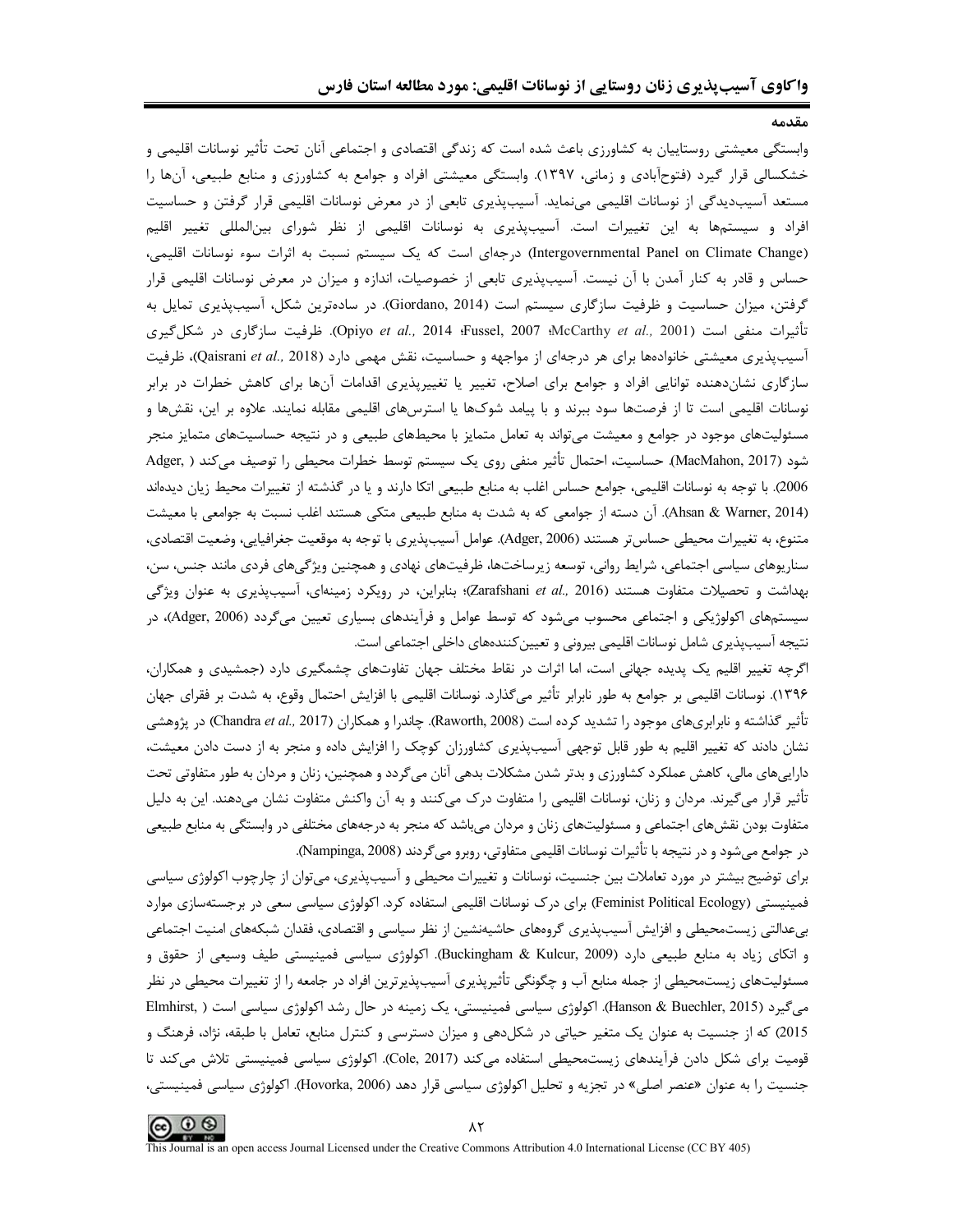## مقدمه

وابستگی معیشتی روستاییان به کشاورزی باعث شده است که زندگی اقتصادی و اجتماعی آنان تحت تأثیر نوسانات اقلیمی و خشکسالی قرار گیرد (فتوح‌آبادی و زمانی، ۱۳۹۷). وابستگی معیشتی افراد و جوامع به کشاورزی و منابع طبیعی، آن‌ها را مستعد آسیب‌دیدگی از نوسانات اقلیمی می‌نماید. آسیب‌پذیری تابعی از در معرض نوسانات اقلیمی قرار گرفتن و حساسیت افراد و سیستم‌ها به این تغییرات است. آسیب‌پذیری به نوسانات اقلیمی از نظر شورای بین‌المللی تغییر اقلیم (Intergovernmental Panel on Climate Change) درجه‌ای است که یک سیستم نسبت به اثرات سوء نوسانات اقلیمی، حساس و قادر به کنار آمدن با آن نیست. آسیب‌پذیری تابعی از خصوصیات، اندازه و میزان در معرض نوسانات اقلیمی قرار گرفتن، میزان حساسیت و ظرفیت سازگاری سیستم است (Giordano, 2014). در ساده‌ترین شکل، آسیب‌پذیری تمایل به تأثیرات منفی است (Opiyo *et al.,* 2014 ؛Fussel, 2007 ؛McCarthy *et al.,* 2001). ظرفیت سازگاری در شکل‌گیری آسیب‌پذیری معیشتی خانواده‌ها برای هر درجه‌ای از مواجهه و حساسیت، نقش مهمی دارد (Qaisrani *et al.,* 2018)، ظرفیت سازگاری نشان‌دهنده توانایی افراد و جوامع برای اصلاح، تغییر یا تغییرپذیری اقدامات آن‌ها برای کاهش خطرات در برابر نوسانات اقلیمی است تا از فرصت‌ها سود ببرند و با پیامد شوک‌ها یا استرس‌های اقلیمی مقابله نمایند. علاوه بر این، نقش‌ها و مسئولیت‌های موجود در جوامع و معیشت می‌تواند به تعامل متمایز با محیط‌های طبیعی و در نتیجه حساسیت‌های متمایز منجر شود (MacMahon, 2017). حساسیت، احتمال تأثیر منفی روی یک سیستم توسط خطرات محیطی را توصیف می‌کند ( Adger, 2006). با توجه به نوسانات اقلیمی، جوامع حساس اغلب به منابع طبیعی اتکا دارند و یا در گذشته از تغییرات محیط زیان دیده‌اند (Ahsan & Warner, 2014). آن دسته از جوامعی که به شدت به منابع طبیعی متکی هستند اغلب نسبت به جوامعی با معیشت متنوع، به تغییرات محیطی حساس‌تر هستند (Adger, 2006). عوامل آسیب‌پذیری با توجه به موقعیت جغرافیایی، وضعیت اقتصادی، سناریوهای سیاسی اجتماعی، شرایط روانی، توسعه زیرساخت‌ها، ظرفیت‌های نهادی و همچنین ویژگی‌های فردی مانند جنس، سن، بهداشت و تحصیلات متفاوت هستند (Zarafshani *et al.,* 2016)؛ بنابراین، در رویکرد زمینه‌ای، آسیب‌پذیری به عنوان ویژگی سیستم‌های اکولوژیکی و اجتماعی محسوب می‌شود که توسط عوامل و فرآیندهای بسیاری تعیین می‌گردد (Adger, 2006)، در نتیجه آسیب‌پذیری شامل نوسانات اقلیمی بیرونی و تعیین‌کننده‌های داخلی اجتماعی است.

اگرچه تغییر اقلیم یک پدیده جهانی است، اما اثرات در نقاط مختلف جهان تفاوت‌های چشمگیری دارد (جمشیدی و همکاران، ۱۳۹۶). نوسانات اقلیمی بر جوامع به طور نابرابر تأثیر می‌گذارد. نوسانات اقلیمی با افزایش احتمال وقوع، به شدت بر فقرای جهان تأثیر گذاشته و نابرابری‌های موجود را تشدید کرده است (Raworth, 2008). چاندرا و همکاران (Chandra *et al.,* 2017) در پژوهشی نشان دادند که تغییر اقلیم به طور قابل توجهی آسیب‌پذیری کشاورزان کوچک را افزایش داده و منجر به از دست دادن معیشت، دارایی‌های مالی، کاهش عملکرد کشاورزی و بدتر شدن مشکلات بدهی آنان می‌گردد و همچنین، زنان و مردان به طور متفاوتی تحت تأثیر قرار می‌گیرند. مردان و زنان، نوسانات اقلیمی را متفاوت درک می‌کنند و به آن واکنش متفاوت نشان می‌دهند. این به دلیل متفاوت بودن نقش‌های اجتماعی و مسئولیت‌های زنان و مردان می‌باشد که منجر به درجه‌های مختلفی در وابستگی به منابع طبیعی در جوامع می‌شود و در نتیجه با تأثیرات نوسانات اقلیمی متفاوتی، روبرو می‌گردند (Nampinga, 2008).

برای توضیح بیشتر در مورد تعاملات بین جنسیت، نوسانات و تغییرات محیطی و آسیب‌پذیری، می‌توان از چارچوب اکولوژی سیاسی فمینیستی (Feminist Political Ecology) برای درک نوسانات اقلیمی استفاده کرد. اکولوژی سیاسی سعی در برجسته‌سازی موارد بی‌عدالتی زیست‌محیطی و افزایش آسیب‌پذیری گروه‌های حاشیه‌نشین از نظر سیاسی و اقتصادی، فقدان شبکه‌های امنیت اجتماعی و اتکای زیاد به منابع طبیعی دارد (Buckingham & Kulcur, 2009). اکولوژی سیاسی فمینیستی طیف وسیعی از حقوق و مسئولیت‌های زیست‌محیطی از جمله منابع آب و چگونگی تأثیرپذیری آسیب‌پذیرترین افراد در جامعه را از تغییرات محیطی در نظر می‌گیرد (Hanson & Buechler, 2015). اکولوژی سیاسی فمینیستی، یک زمینه در حال رشد اکولوژی سیاسی است ( Elmhirst, 2015) که از جنسیت به عنوان یک متغیر حیاتی در شکل‌دهی و میزان دسترسی و کنترل منابع، تعامل با طبقه، نژاد، فرهنگ و قومیت برای شکل دادن فرآیندهای زیست‌محیطی استفاده می‌کند (Cole, 2017). اکولوژی سیاسی فمینیستی تلاش می‌کند تا جنسیت را به عنوان «عنصر اصلی» در تجزیه و تحلیل اکولوژی سیاسی قرار دهد (Hovorka, 2006). اکولوژی سیاسی فمینیستی،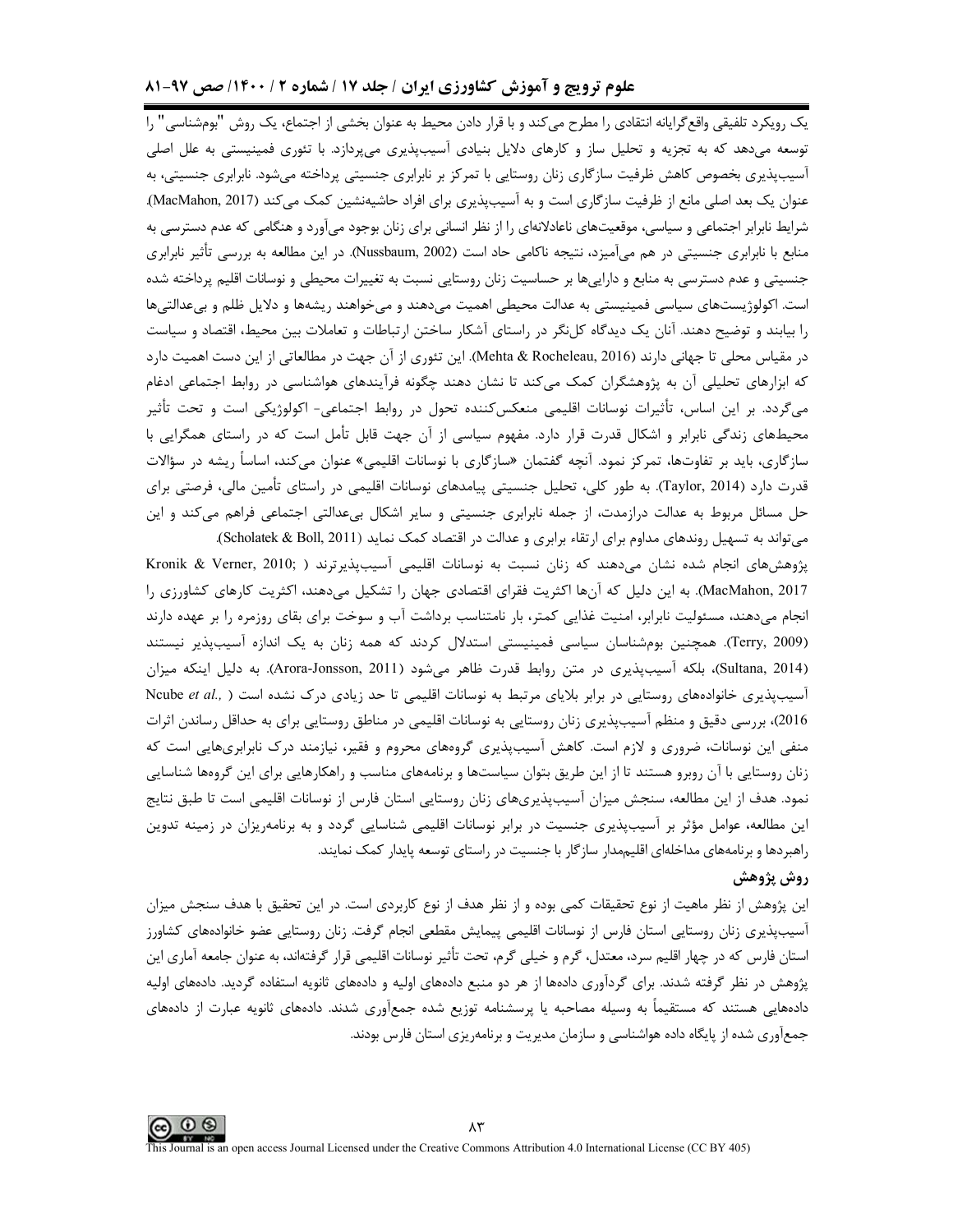یک رویکرد تلفیقی واقع‌گرایانه انتقادی را مطرح می‌کند و با قرار دادن محیط به عنوان بخشی از اجتماع، یک روش "بوم‌شناسی" را توسعه می‌دهد که به تجزیه و تحلیل ساز و کارهای دلایل بنیادی آسیب‌پذیری می‌پردازد. با تئوری فمینیستی به علل اصلی آسیب‌پذیری بخصوص کاهش ظرفیت سازگاری زنان روستایی با تمرکز بر نابرابری جنسیتی پرداخته می‌شود. نابرابری جنسیتی، به عنوان یک بعد اصلی مانع از ظرفیت سازگاری است و به آسیب‌پذیری برای افراد حاشیه‌نشین کمک می‌کند (MacMahon, 2017). شرایط نابرابر اجتماعی و سیاسی، موقعیت‌های ناعادلانه‌ای را از نظر انسانی برای زنان بوجود می‌آورد و هنگامی که عدم دسترسی به منابع با نابرابری جنسیتی در هم می‌آمیزد، نتیجه ناکامی حاد است (Nussbaum, 2002). در این مطالعه به بررسی تأثیر نابرابری جنسیتی و عدم دسترسی به منابع و دارایی‌ها بر حساسیت زنان روستایی نسبت به تغییرات محیطی و نوسانات اقلیم پرداخته شده است. اکولوژیست‌های سیاسی فمینیستی به عدالت محیطی اهمیت می‌دهند و می‌خواهند ریشه‌ها و دلایل ظلم و بی‌عدالتی‌ها را بیابند و توضیح دهند. آنان یک دیدگاه کل‌نگر در راستای آشکار ساختن ارتباطات و تعاملات بین محیط، اقتصاد و سیاست در مقیاس محلی تا جهانی دارند (Mehta & Rocheleau, 2016). این تئوری از آن جهت در مطالعاتی از این دست اهمیت دارد که ابزارهای تحلیلی آن به پژوهشگران کمک می‌کند تا نشان دهند چگونه فرآیندهای هواشناسی در روابط اجتماعی ادغام می‌گردد. بر این اساس، تأثیرات نوسانات اقلیمی منعکس‌کننده تحول در روابط اجتماعی- اکولوژیکی است و تحت تأثیر محیط‌های زندگی نابرابر و اشکال قدرت قرار دارد. مفهوم سیاسی از آن جهت قابل تأمل است که در راستای همگرایی با سازگاری، باید بر تفاوت‌ها، تمرکز نمود. آنچه گفتمان «سازگاری با نوسانات اقلیمی» عنوان می‌کند، اساساً ریشه در سؤالات قدرت دارد (Taylor, 2014). به طور کلی، تحلیل جنسیتی پیامدهای نوسانات اقلیمی در راستای تأمین مالی، فرصتی برای حل مسائل مربوط به عدالت درازمدت، از جمله نابرابری جنسیتی و سایر اشکال بی‌عدالتی اجتماعی فراهم می‌کند و این می‌تواند به تسهیل روندهای مداوم برای ارتقاء برابری و عدالت در اقتصاد کمک نماید (Scholatek & Boll, 2011).

پژوهش‌های انجام شده نشان می‌دهند که زنان نسبت به نوسانات اقلیمی آسیب‌پذیرترند (Kronik & Verner, 2010; MacMahon, 2017). به این دلیل که آن‌ها اکثریت فقرای اقتصادی جهان را تشکیل می‌دهند، اکثریت کارهای کشاورزی را انجام می‌دهند، مسئولیت نابرابر، امنیت غذایی کمتر، بار نامتناسب برداشت آب و سوخت برای بقای روزمره را بر عهده دارند (Terry, 2009). همچنین بوم‌شناسان سیاسی فمینیستی استدلال کردند که همه زنان به یک اندازه آسیب‌پذیر نیستند (Sultana, 2014)، بلکه آسیب‌پذیری در متن روابط قدرت ظاهر می‌شود (Arora-Jonsson, 2011). به دلیل اینکه میزان آسیب‌پذیری خانواده‌های روستایی در برابر بلایای مرتبط به نوسانات اقلیمی تا حد زیادی درک نشده است (Ncube *et al.*, 2016)، بررسی دقیق و منظم آسیب‌پذیری زنان روستایی به نوسانات اقلیمی در مناطق روستایی برای به حداقل رساندن اثرات منفی این نوسانات، ضروری و لازم است. کاهش آسیب‌پذیری گروه‌های محروم و فقیر، نیازمند درک نابرابری‌هایی است که زنان روستایی با آن روبرو هستند تا از این طریق بتوان سیاست‌ها و برنامه‌های مناسب و راهکارهایی برای این گروه‌ها شناسایی نمود. هدف از این مطالعه، سنجش میزان آسیب‌پذیری‌های زنان روستایی استان فارس از نوسانات اقلیمی است تا طبق نتایج این مطالعه، عوامل مؤثر بر آسیب‌پذیری جنسیت در برابر نوسانات اقلیمی شناسایی گردد و به برنامه‌ریزان در زمینه تدوین راهبردها و برنامه‌های مداخله‌ای اقلیم‌مدار سازگار با جنسیت در راستای توسعه پایدار کمک نمایند.

### روش پژوهش

این پژوهش از نظر ماهیت از نوع تحقیقات کمی بوده و از نظر هدف از نوع کاربردی است. در این تحقیق با هدف سنجش میزان آسیب‌پذیری زنان روستایی استان فارس از نوسانات اقلیمی پیمایش مقطعی انجام گرفت. زنان روستایی عضو خانواده‌های کشاورز استان فارس که در چهار اقلیم سرد، معتدل، گرم و خیلی گرم، تحت تأثیر نوسانات اقلیمی قرار گرفته‌اند، به عنوان جامعه آماری این پژوهش در نظر گرفته شدند. برای گردآوری داده‌ها از هر دو منبع داده‌های اولیه و داده‌های ثانویه استفاده گردید. داده‌های اولیه داده‌هایی هستند که مستقیماً به وسیله مصاحبه یا پرسشنامه توزیع شده جمع‌آوری شدند. داده‌های ثانویه عبارت از داده‌های جمع‌آوری شده از پایگاه داده هواشناسی و سازمان مدیریت و برنامه‌ریزی استان فارس بودند.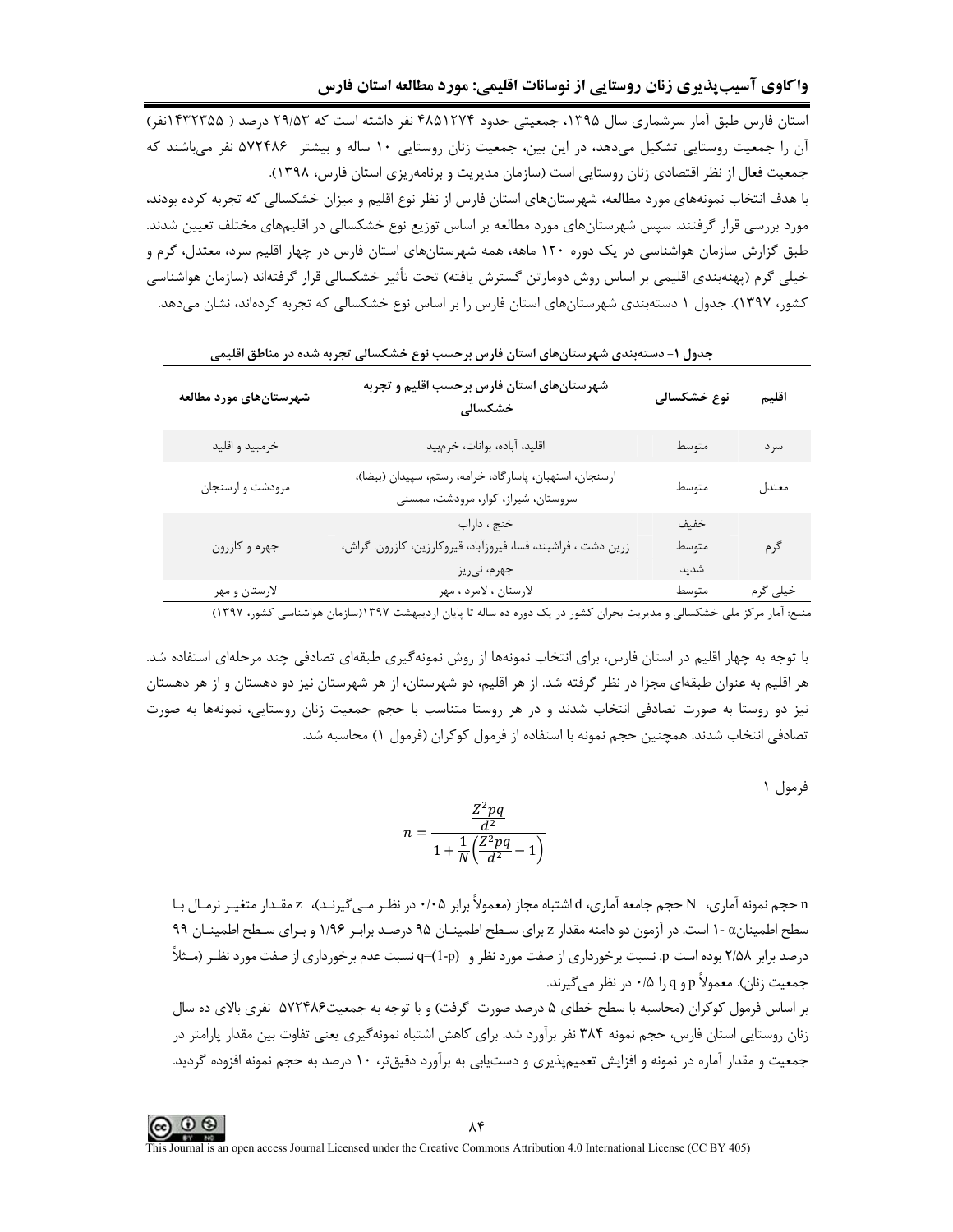استان فارس طبق آمار سرشماری سال ۱۳۹۵، جمعیتی حدود ۴۸۵۱۲۷۴ نفر داشته است که ۲۹/۵۳ درصد (۱۴۳۲۳۵۵نفر) آن را جمعیت روستایی تشکیل می‌دهد، در این بین، جمعیت زنان روستایی ۱۰ ساله و بیشتر ۵۷۲۴۸۶ نفر می‌باشند که جمعیت فعال از نظر اقتصادی زنان روستایی است (سازمان مدیریت و برنامه‌ریزی استان فارس، ۱۳۹۸).

با هدف انتخاب نمونه‌های مورد مطالعه، شهرستان‌های استان فارس از نظر نوع اقلیم و میزان خشکسالی که تجربه کرده بودند، مورد بررسی قرار گرفتند. سپس شهرستان‌های مورد مطالعه بر اساس توزیع نوع خشکسالی در اقلیم‌های مختلف تعیین شدند. طبق گزارش سازمان هواشناسی در یک دوره ۱۲۰ ماهه، همه شهرستان‌های استان فارس در چهار اقلیم سرد، معتدل، گرم و خیلی گرم (پهنه‌بندی اقلیمی بر اساس روش دومارتن گسترش یافته) تحت تأثیر خشکسالی قرار گرفته‌اند (سازمان هواشناسی کشور، ۱۳۹۷). جدول ۱ دسته‌بندی شهرستان‌های استان فارس را بر اساس نوع خشکسالی که تجربه کرده‌اند، نشان می‌دهد.

**جدول ۱- دسته‌بندی شهرستان‌های استان فارس برحسب نوع خشکسالی تجربه شده در مناطق اقلیمی**

| اقلیم | نوع خشکسالی | شهرستان‌های استان فارس برحسب اقلیم و تجربه خشکسالی | شهرستان‌های مورد مطالعه |
|---|---|---|---|
| سرد | متوسط | اقلید، آباده، بوانات، خرمبید | خرمبید و اقلید |
| معتدل | متوسط | ارسنجان، استهبان، پاسارگاد، خرامه، رستم، سپیدان (بیضا)، سروستان، شیراز، کوار، مرودشت، ممسنی | مرودشت و ارسنجان |
| گرم | خفیف | خنج ، داراب | جهرم و کازرون |
| | متوسط | زرین دشت ، فراشبند، فسا، فیروزآباد، قیروکارزین، کازرون. گراش، | |
| | شدید | جهرم، نی‌ریز | |
| خیلی گرم | متوسط | لارستان ، لامرد ، مهر | لارستان و مهر |

منبع: آمار مرکز ملی خشکسالی و مدیریت بحران کشور در یک دوره ده ساله تا پایان اردیبهشت ۱۳۹۷(سازمان هواشناسی کشور، ۱۳۹۷)

با توجه به چهار اقلیم در استان فارس، برای انتخاب نمونه‌ها از روش نمونه‌گیری طبقه‌ای تصادفی چند مرحله‌ای استفاده شد. هر اقلیم به عنوان طبقه‌ای مجزا در نظر گرفته شد. از هر اقلیم، دو شهرستان، از هر شهرستان نیز دو دهستان و از هر دهستان نیز دو روستا به صورت تصادفی انتخاب شدند و در هر روستا متناسب با حجم جمعیت زنان روستایی، نمونه‌ها به صورت تصادفی انتخاب شدند. همچنین حجم نمونه با استفاده از فرمول کوکران (فرمول ۱) محاسبه شد.

فرمول ۱

$$n = \frac{\frac{Z^2pq}{d^2}}{1 + \frac{1}{N}\left(\frac{Z^2pq}{d^2} - 1\right)}$$

n حجم نمونه آماری، N حجم جامعه آماری، d اشتباه مجاز (معمولاً برابر ۰/۰۵ در نظر می‌گیرند)، z مقدار متغیر نرمال با سطح اطمینان $\alpha$ -۱ است. در آزمون دو دامنه مقدار z برای سطح اطمینان ۹۵ درصد برابر ۱/۹۶ و برای سطح اطمینان ۹۹ درصد برابر ۲/۵۸ بوده است p. نسبت برخورداری از صفت مورد نظر و $q=(1-p)$ نسبت عدم برخورداری از صفت مورد نظر (مثلاً جمعیت زنان). معمولاً p و q را ۰/۵ در نظر می‌گیرند.

بر اساس فرمول کوکران (محاسبه با سطح خطای ۵ درصد صورت گرفت) و با توجه به جمعیت۵۷۲۴۸۶ نفری بالای ده سال زنان روستایی استان فارس، حجم نمونه ۳۸۴ نفر برآورد شد. برای کاهش اشتباه نمونه‌گیری یعنی تفاوت بین مقدار پارامتر در جمعیت و مقدار آماره در نمونه و افزایش تعمیم‌پذیری و دستیابی به برآورد دقیق‌تر، ۱۰ درصد به حجم نمونه افزوده گردید.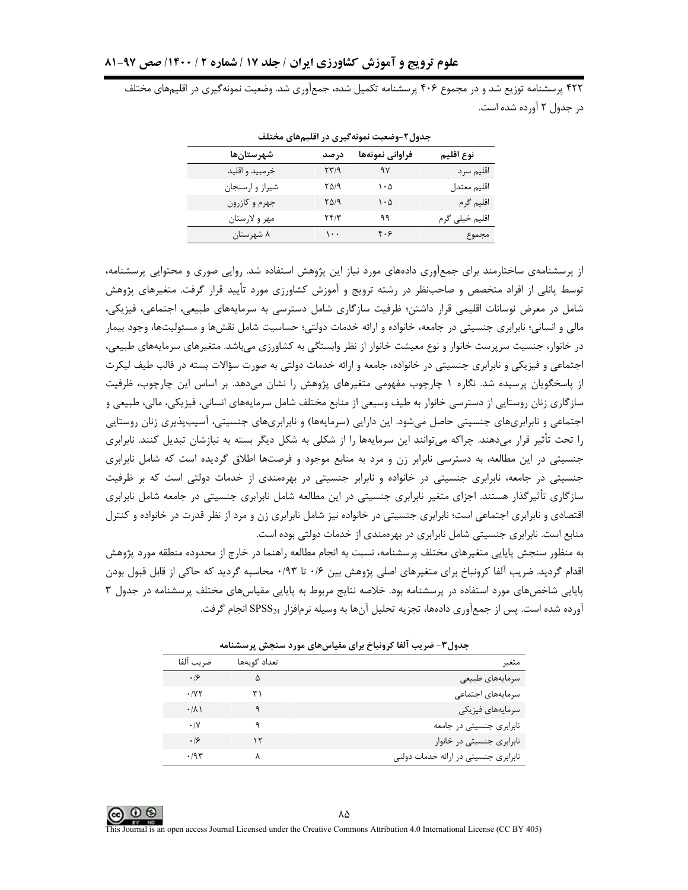۴۲۲ پرسشنامه توزیع شد و در مجموع ۴۰۶ پرسشنامه تکمیل شده، جمع‌آوری شد. وضعیت نمونه‌گیری در اقلیم‌های مختلف در جدول ۲ آورده شده است.

جدول۲-وضعیت نمونه‌گیری در اقلیم‌های مختلف

| نوع اقلیم | فراوانی نمونه‌ها | درصد | شهرستان‌ها |
|---|---|---|---|
| اقلیم سرد | ۹۷ | ۲۳/۹ | خرمبید و اقلید |
| اقلیم معتدل | ۱۰۵ | ۲۵/۹ | شیراز و ارسنجان |
| اقلیم گرم | ۱۰۵ | ۲۵/۹ | جهرم و کازرون |
| اقلیم خیلی گرم | ۹۹ | ۲۴/۳ | مهر و لارستان |
| مجموع | ۴۰۶ | ۱۰۰ | ۸ شهرستان |

از پرسشنامه‌ی ساختارمند برای جمع‌آوری داده‌های مورد نیاز این پژوهش استفاده شد. روایی صوری و محتوایی پرسشنامه، توسط پانلی از افراد متخصص و صاحب‌نظر در رشته ترویج و آموزش کشاورزی مورد تأیید قرار گرفت. متغیرهای پژوهش شامل در معرض نوسانات اقلیمی قرار داشتن؛ ظرفیت سازگاری شامل دسترسی به سرمایه‌های طبیعی، اجتماعی، فیزیکی، مالی و انسانی؛ نابرابری جنسیتی در جامعه، خانواده و ارائه خدمات دولتی؛ حساسیت شامل نقش‌ها و مسئولیت‌ها، وجود بیمار در خانوار، جنسیت سرپرست خانوار و نوع معیشت خانوار از نظر وابستگی به کشاورزی می‌باشد. متغیرهای سرمایه‌های طبیعی، اجتماعی و فیزیکی و نابرابری جنسیتی در خانواده، جامعه و ارائه خدمات دولتی به صورت سؤالات بسته در قالب طیف لیکرت از پاسخگویان پرسیده شد. نگاره ۱ چارچوب مفهومی متغیرهای پژوهش را نشان می‌دهد. بر اساس این چارچوب، ظرفیت سازگاری زنان روستایی از دسترسی خانوار به طیف وسیعی از منابع مختلف شامل سرمایه‌های انسانی، فیزیکی، مالی، طبیعی و اجتماعی و نابرابری‌های جنسیتی حاصل می‌شود. این دارایی (سرمایه‌ها) و نابرابری‌های جنسیتی، آسیب‌پذیری زنان روستایی را تحت تأثیر قرار می‌دهند. چراکه می‌توانند این سرمایه‌ها را از شکلی به شکل دیگر بسته به نیازشان تبدیل کنند. نابرابری جنسیتی در این مطالعه، به دسترسی نابرابر زن و مرد به منابع موجود و فرصت‌ها اطلاق گردیده است که شامل نابرابری جنسیتی در جامعه، نابرابری جنسیتی در خانواده و نابرابر جنسیتی در بهره‌مندی از خدمات دولتی است که بر ظرفیت سازگاری تأثیرگذار هستند. اجزای متغیر نابرابری جنسیتی در این مطالعه شامل نابرابری جنسیتی در جامعه شامل نابرابری اقتصادی و نابرابری اجتماعی است؛ نابرابری جنسیتی در خانواده نیز شامل نابرابری زن و مرد از نظر قدرت در خانواده و کنترل منابع است. نابرابری جنسیتی شامل نابرابری در بهره‌مندی از خدمات دولتی بوده است.

به منظور سنجش پایایی متغیرهای مختلف پرسشنامه، نسبت به انجام مطالعه راهنما در خارج از محدوده منطقه مورد پژوهش اقدام گردید. ضریب آلفا کرونباخ برای متغیرهای اصلی پژوهش بین ۰/۶ تا ۰/۹۳ محاسبه گردید که حاکی از قابل قبول بودن پایایی شاخص‌های مورد استفاده در پرسشنامه بود. خلاصه نتایج مربوط به پایایی مقیاس‌های مختلف پرسشنامه در جدول ۳ آورده شده است. پس از جمع‌آوری داده‌ها، تجزیه تحلیل آن‌ها به وسیله نرم‌افزار $SPSS_{24}$ انجام گرفت.

جدول۳- ضریب آلفا کرونباخ برای مقیاس‌های مورد سنجش پرسشنامه

| متغیر | تعداد گویه‌ها | ضریب آلفا |
|---|---|---|
| سرمایه‌های طبیعی | ۵ | ۰/۶ |
| سرمایه‌های اجتماعی | ۳۱ | ۰/۷۲ |
| سرمایه‌های فیزیکی | ۹ | ۰/۸۱ |
| نابرابری جنسیتی در جامعه | ۹ | ۰/۷ |
| نابرابری جنسیتی در خانوار | ۱۲ | ۰/۶ |
| نابرابری جنسیتی در ارائه خدمات دولتی | ۸ | ۰/۹۳ |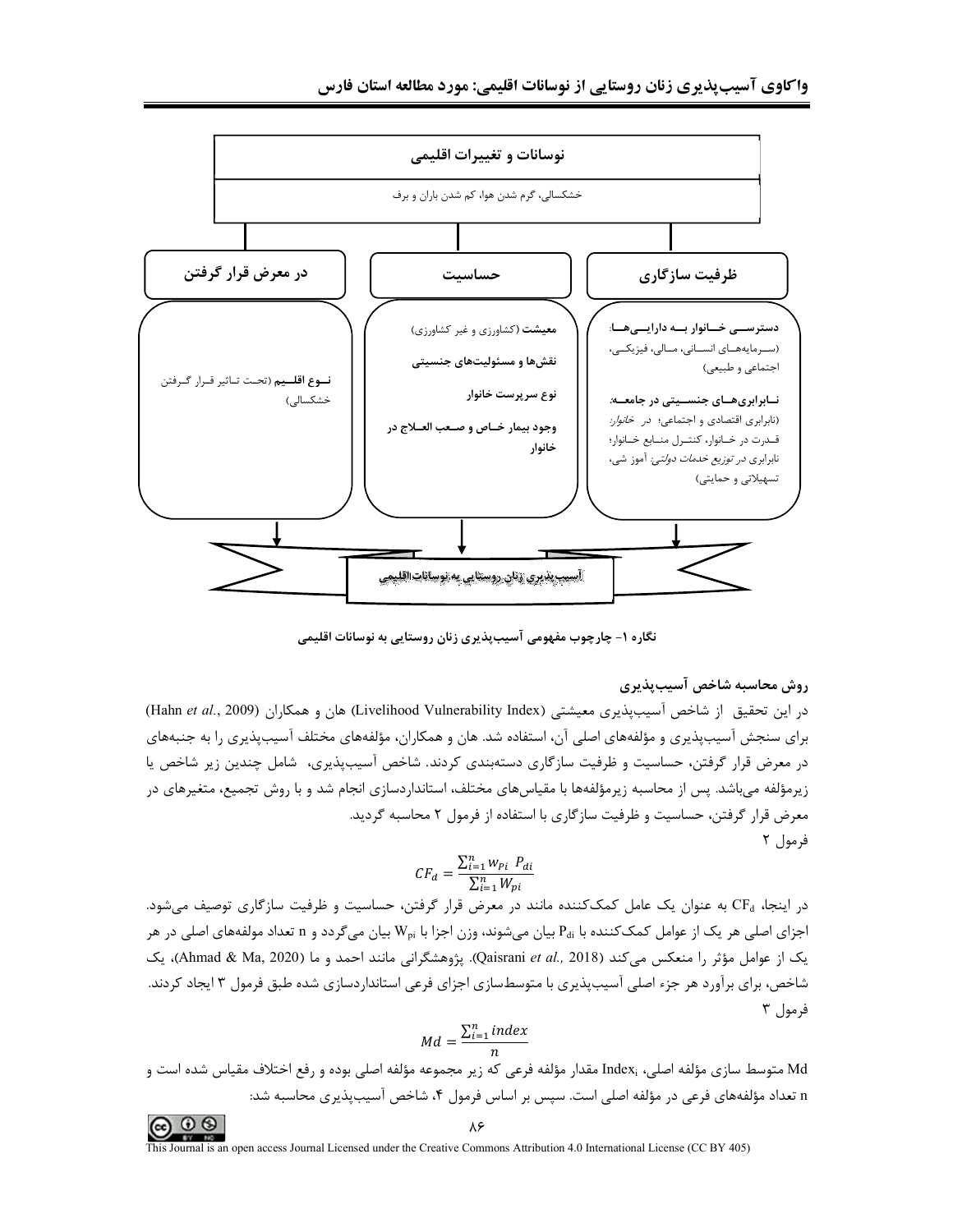نوسانات و تغییرات اقلیمی

خشکسالی، گرم شدن هوا، کم شدن باران و برف

| در معرض قرار گرفتن | حساسیت | ظرفیت سازگاری |
| --- | --- | --- |
| **نـــوع اقلـــیم** (تحـت تـاثیر قـرار گـرفتن خشکسالی) | **معیشت** (کشاورزی و غیر کشاورزی)<br>**نقش‌ها و مسئولیت‌های جنسیتی**<br>**نوع سرپرست خانوار**<br>**وجود بیمار خـاص و صـعب العـلاج در خانوار** | **دسترســـی خـــانوار بـــه دارایـــی‌هـــا:** (ســـرمایه‌هـــای انســـانی، مـــالی، فیزیکـــی، اجتماعی و طبیعی)<br>**نـــابرابری‌هـــای جنســـیتی در جامعـــه:** (نابرابری اقتصادی و اجتماعی؛ در *خانوار:* قـدرت در خـانوار، کنتـرل منـابع خـانوار؛ نابرابری در *توزیع خدمات دولتی:* آموز شی، تسهیلاتی و حمایتی) |

آسیب‌پذیری زنان روستایی به نوسانات اقلیمی

**نگاره ۱- چارچوب مفهومی آسیب‌پذیری زنان روستایی به نوسانات اقلیمی**

### روش محاسبه شاخص آسیب‌پذیری

در این تحقیق از شاخص آسیب‌پذیری معیشتی (Livelihood Vulnerability Index) هان و همکاران (Hahn *et al.*, 2009) برای سنجش آسیب‌پذیری و مؤلفه‌های اصلی آن، استفاده شد. هان و همکاران، مؤلفه‌های مختلف آسیب‌پذیری را به جنبه‌های در معرض قرار گرفتن، حساسیت و ظرفیت سازگاری دسته‌بندی کردند. شاخص آسیب‌پذیری، شامل چندین زیر شاخص یا زیرمؤلفه می‌باشد. پس از محاسبه زیرمؤلفه‌ها با مقیاس‌های مختلف، استانداردسازی انجام شد و با روش تجمیع، متغیرهای در معرض قرار گرفتن، حساسیت و ظرفیت سازگاری با استفاده از فرمول ۲ محاسبه گردید.

فرمول ۲

$$CF_d = \frac{\sum_{i=1}^{n} w_{Pi} \ P_{di}}{\sum_{i=1}^{n} W_{pi}}$$

در اینجا، $CF_d$ به عنوان یک عامل کمک‌کننده مانند در معرض قرار گرفتن، حساسیت و ظرفیت سازگاری توصیف می‌شود. اجزای اصلی هر یک از عوامل کمک‌کننده با $P_{di}$ بیان می‌شوند، وزن اجزا با $W_{pi}$ بیان می‌گردد و n تعداد مولفه‌های اصلی در هر یک از عوامل مؤثر را منعکس می‌کند (Qaisrani *et al.,* 2018). پژوهشگرانی مانند احمد و ما (Ahmad & Ma, 2020)، یک شاخص، برای برآورد هر جزء اصلی آسیب‌پذیری با متوسط‌سازی اجزای فرعی استانداردسازی شده طبق فرمول ۳ ایجاد کردند.

فرمول ۳

$$Md = \frac{\sum_{i=1}^{n} index}{n}$$

Md متوسط سازی مؤلفه اصلی، $Index_i$ مقدار مؤلفه فرعی که زیر مجموعه مؤلفه اصلی بوده و رفع اختلاف مقیاس شده است و n تعداد مؤلفه‌های فرعی در مؤلفه اصلی است. سپس بر اساس فرمول ۴، شاخص آسیب‌پذیری محاسبه شد: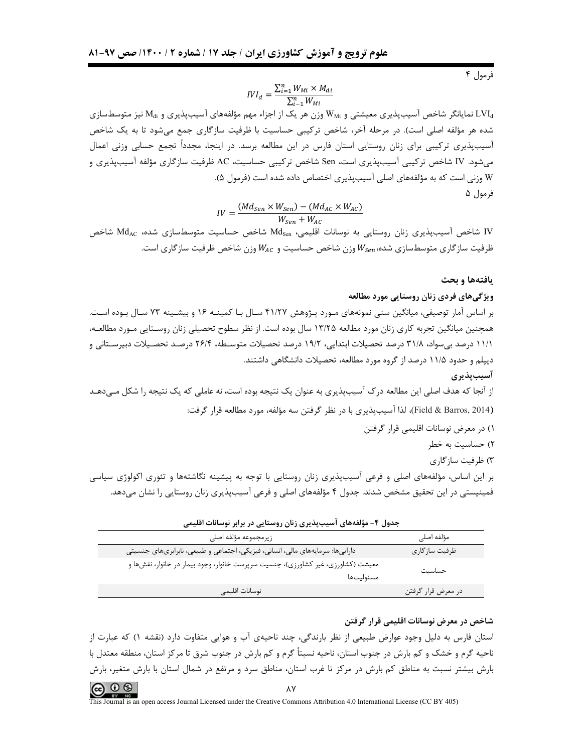فرمول ۴

$$IVI_d = \frac{\sum_{i=1}^{n} W_{Mi} \times M_{di}}{\sum_{i-1}^{n} W_{Mi}}$$

$LVI_d$ نمایانگر شاخص آسیب‌پذیری معیشتی و $W_{Mi}$ وزن هر یک از اجزاء مهم مؤلفه‌های آسیب‌پذیری و $M_{di}$ نیز متوسط‌سازی شده هر مؤلفه اصلی است). در مرحله آخر، شاخص ترکیبی حساسیت با ظرفیت سازگاری جمع می‌شود تا به یک شاخص آسیب‌پذیری ترکیبی برای زنان روستایی استان فارس در این مطالعه برسد. در اینجا، مجدداً تجمع حسابی وزنی اعمال می‌شود. IV شاخص ترکیبی آسیب‌پذیری است، Sen شاخص ترکیبی حساسیت، AC ظرفیت سازگاری مؤلفه آسیب‌پذیری و W وزنی است که به مؤلفه‌های اصلی آسیب‌پذیری اختصاص داده شده است (فرمول ۵).

فرمول ۵

$$IV = \frac{(Md_{Sen} \times W_{Sen}) - (Md_{AC} \times W_{AC})}{W_{Sen} + W_{AC}}$$

IV شاخص آسیب‌پذیری زنان روستایی به نوسانات اقلیمی، $Md_{Sen}$ شاخص حساسیت متوسط‌سازی شده، $Md_{AC}$ شاخص ظرفیت سازگاری متوسط‌سازی شده، $W_{Sen}$ وزن شاخص حساسیت و $W_{AC}$ وزن شاخص ظرفیت سازگاری است.

## یافته‌ها و بحث

### ویژگی‌های فردی زنان روستایی مورد مطالعه

بر اساس آمار توصیفی، میانگین سنی نمونه‌های مورد پژوهش ۴۱/۲۷ سال با کمینه ۱۶ و بیشینه ۷۳ سال بوده است. همچنین میانگین تجربه کاری زنان مورد مطالعه ۱۳/۲۵ سال بوده است. از نظر سطوح تحصیلی زنان روستایی مورد مطالعه، ۱۱/۱ درصد بی‌سواد، ۳۱/۸ درصد تحصیلات ابتدایی، ۱۹/۲ درصد تحصیلات متوسطه، ۲۶/۴ درصد تحصیلات دبیرستانی و دیپلم و حدود ۱۱/۵ درصد از گروه مورد مطالعه، تحصیلات دانشگاهی داشتند.

### آسیب‌پذیری

از آنجا که هدف اصلی این مطالعه درک آسیب‌پذیری به عنوان یک نتیجه بوده است، نه عاملی که یک نتیجه را شکل می‌دهد (Field & Barros, 2014)، لذا آسیب‌پذیری با در نظر گرفتن سه مؤلفه، مورد مطالعه قرار گرفت:

۱) در معرض نوسانات اقلیمی قرار گرفتن

۲) حساسیت به خطر

۳) ظرفیت سازگاری

بر این اساس، مؤلفه‌های اصلی و فرعی آسیب‌پذیری زنان روستایی با توجه به پیشینه نگاشته‌ها و تئوری اکولوژی سیاسی فمینیستی در این تحقیق مشخص شدند. جدول ۴ مؤلفه‌های اصلی و فرعی آسیب‌پذیری زنان روستایی را نشان می‌دهد.

**جدول ۴- مؤلفه‌های آسیب‌پذیری زنان روستایی در برابر نوسانات اقلیمی**

| مؤلفه اصلی | زیرمجموعه مؤلفه اصلی |
|---|---|
| ظرفیت سازگاری | دارایی‌ها: سرمایه‌های مالی، انسانی، فیزیکی، اجتماعی و طبیعی، نابرابری‌های جنسیتی |
| حساسیت | معیشت (کشاورزی، غیر کشاورزی)، جنسیت سرپرست خانوار، وجود بیمار در خانوار، نقش‌ها و مسئولیت‌ها |
| در معرض قرار گرفتن | نوسانات اقلیمی |

### شاخص در معرض نوسانات اقلیمی قرار گرفتن

استان فارس به دلیل وجود عوارض طبیعی از نظر بارندگی، چند ناحیه‌ی آب و هوایی متفاوت دارد (نقشه ۱) که عبارت از ناحیه گرم و خشک و کم بارش در جنوب استان، ناحیه نسبتاً گرم و کم بارش در جنوب شرق تا مرکز استان، منطقه معتدل با بارش بیشتر نسبت به مناطق کم بارش در مرکز تا غرب استان، مناطق سرد و مرتفع در شمال استان با بارش متغیر، بارش

This Journal is an open access Journal Licensed under the Creative Commons Attribution 4.0 International License (CC BY 405)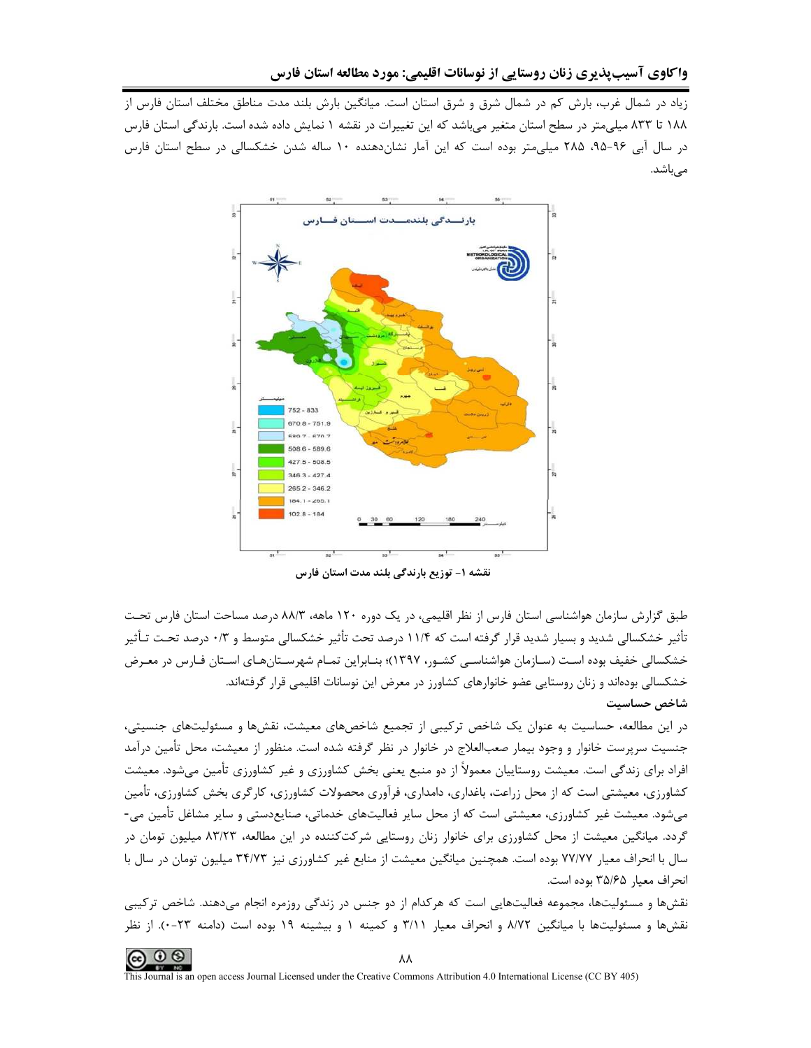زیاد در شمال غرب، بارش کم در شمال شرق و شرق استان است. میانگین بارش بلند مدت مناطق مختلف استان فارس از ۱۸۸ تا ۸۳۳ میلی‌متر در سطح استان متغیر می‌باشد که این تغییرات در نقشه ۱ نمایش داده شده است. بارندگی استان فارس در سال آبی ۹۶-۹۵، ۲۸۵ میلی‌متر بوده است که این آمار نشان‌دهنده ۱۰ ساله شدن خشکسالی در سطح استان فارس می‌باشد.

نقشه ۱- توزیع بارندگی بلند مدت استان فارس

طبق گزارش سازمان هواشناسی استان فارس از نظر اقلیمی، در یک دوره ۱۲۰ ماهه، ۸۸/۳ درصد مساحت استان فارس تحت تأثیر خشکسالی شدید و بسیار شدید قرار گرفته است که ۱۱/۴ درصد تحت تأثیر خشکسالی متوسط و ۰/۳ درصد تحت تأثیر خشکسالی خفیف بوده است (سازمان هواشناسی کشور، ۱۳۹۷)؛ بنابراین تمام شهرستان‌های استان فارس در معرض خشکسالی بوده‌اند و زنان روستایی عضو خانوارهای کشاورز در معرض این نوسانات اقلیمی قرار گرفته‌اند.

**شاخص حساسیت**

در این مطالعه، حساسیت به عنوان یک شاخص ترکیبی از تجمیع شاخص‌های معیشت، نقش‌ها و مسئولیت‌های جنسیتی، جنسیت سرپرست خانوار و وجود بیمار صعب‌العلاج در خانوار در نظر گرفته شده است. منظور از معیشت، محل تأمین درآمد افراد برای زندگی است. معیشت روستاییان معمولاً از دو منبع یعنی بخش کشاورزی و غیر کشاورزی تأمین می‌شود. معیشت کشاورزی، معیشتی است که از محل زراعت، باغداری، دامداری، فرآوری محصولات کشاورزی، کارگری بخش کشاورزی، تأمین می‌شود. معیشت غیر کشاورزی، معیشتی است که از محل سایر فعالیت‌های خدماتی، صنایع‌دستی و سایر مشاغل تأمین می‌گردد. میانگین معیشت از محل کشاورزی برای خانوار زنان روستایی شرکت‌کننده در این مطالعه، ۸۳/۲۳ میلیون تومان در سال با انحراف معیار ۷۷/۷۷ بوده است. همچنین میانگین معیشت از منابع غیر کشاورزی نیز ۳۴/۷۳ میلیون تومان در سال با انحراف معیار ۳۵/۶۵ بوده است.

نقش‌ها و مسئولیت‌ها، مجموعه فعالیت‌هایی است که هرکدام از دو جنس در زندگی روزمره انجام می‌دهند. شاخص ترکیبی نقش‌ها و مسئولیت‌ها با میانگین ۸/۷۲ و انحراف معیار ۳/۱۱ و کمینه ۱ و بیشینه ۱۹ بوده است (دامنه ۲۳-۰). از نظر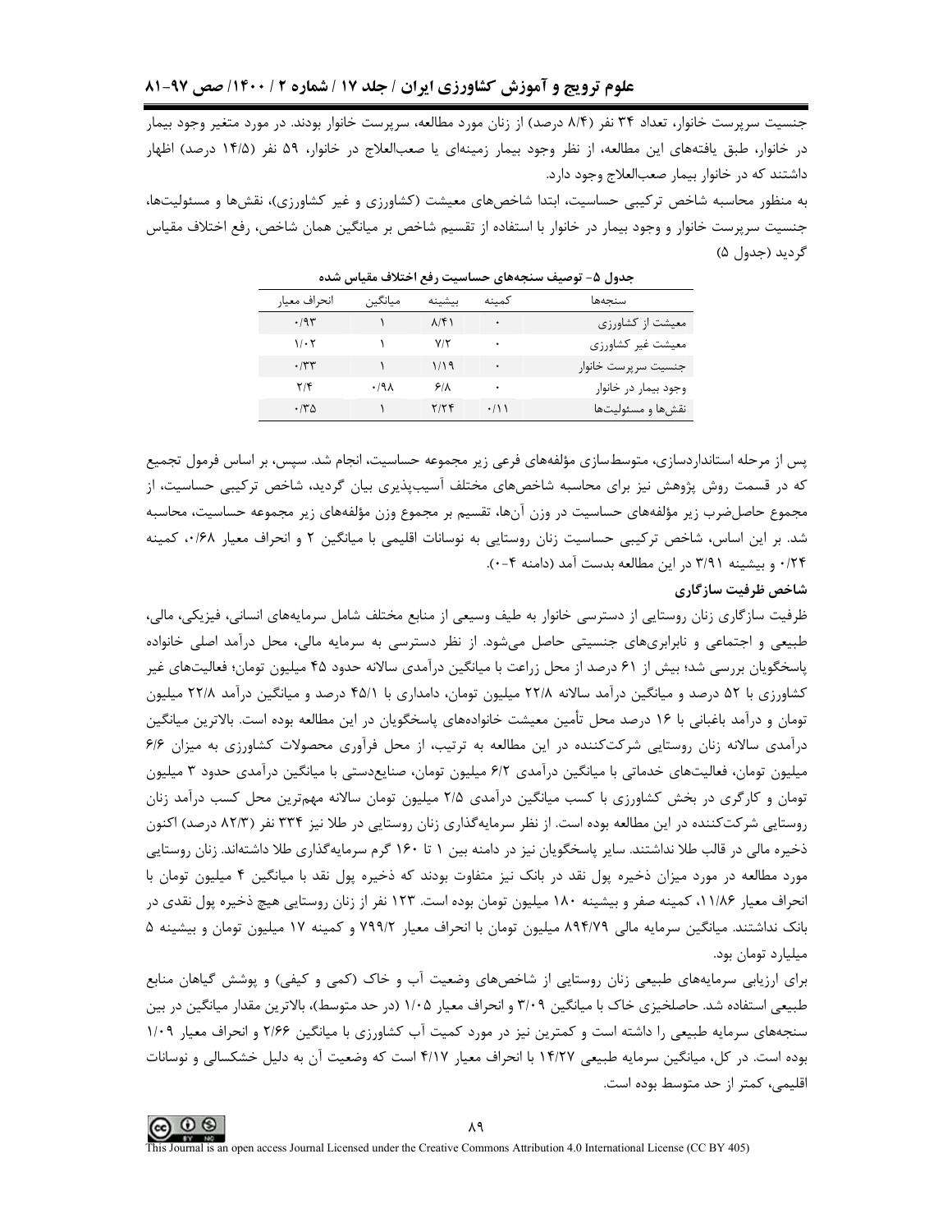جنسیت سرپرست خانوار، تعداد ۳۴ نفر (۸/۴ درصد) از زنان مورد مطالعه، سرپرست خانوار بودند. در مورد متغیر وجود بیمار در خانوار، طبق یافته‌های این مطالعه، از نظر وجود بیمار زمینه‌ای یا صعب‌العلاج در خانوار، ۵۹ نفر (۱۴/۵ درصد) اظهار داشتند که در خانوار بیمار صعب‌العلاج وجود دارد.

به منظور محاسبه شاخص ترکیبی حساسیت، ابتدا شاخص‌های معیشت (کشاورزی و غیر کشاورزی)، نقش‌ها و مسئولیت‌ها، جنسیت سرپرست خانوار و وجود بیمار در خانوار با استفاده از تقسیم شاخص بر میانگین همان شاخص، رفع اختلاف مقیاس گردید (جدول ۵)

جدول ۵- توصیف سنجه‌های حساسیت رفع اختلاف مقیاس شده

| سنجه‌ها | کمینه | بیشینه | میانگین | انحراف معیار |
|---|---|---|---|---|
| معیشت از کشاورزی | ۰ | ۸/۴۱ | ۱ | ۰/۹۳ |
| معیشت غیر کشاورزی | ۰ | ۷/۲ | ۱ | ۱/۰۲ |
| جنسیت سرپرست خانوار | ۰ | ۱/۱۹ | ۱ | ۰/۳۳ |
| وجود بیمار در خانوار | ۰ | ۶/۸ | ۰/۹۸ | ۲/۴ |
| نقش‌ها و مسئولیت‌ها | ۰/۱۱ | ۲/۲۴ | ۱ | ۰/۳۵ |

پس از مرحله استانداردسازی، متوسط‌سازی مؤلفه‌های فرعی زیر مجموعه حساسیت، انجام شد. سپس، بر اساس فرمول تجمیع که در قسمت روش پژوهش نیز برای محاسبه شاخص‌های مختلف آسیب‌پذیری بیان گردید، شاخص ترکیبی حساسیت، از مجموع حاصل‌ضرب زیر مؤلفه‌های حساسیت در وزن آن‌ها، تقسیم بر مجموع وزن مؤلفه‌های زیر مجموعه حساسیت، محاسبه شد. بر این اساس، شاخص ترکیبی حساسیت زنان روستایی به نوسانات اقلیمی با میانگین ۲ و انحراف معیار ۰/۶۸، کمینه ۰/۲۴ و بیشینه ۳/۹۱ در این مطالعه بدست آمد (دامنه ۴-۰).

### شاخص ظرفیت سازگاری

ظرفیت سازگاری زنان روستایی از دسترسی خانوار به طیف وسیعی از منابع مختلف شامل سرمایه‌های انسانی، فیزیکی، مالی، طبیعی و اجتماعی و نابرابری‌های جنسیتی حاصل می‌شود. از نظر دسترسی به سرمایه مالی، محل درآمد اصلی خانواده پاسخگویان بررسی شد؛ بیش از ۶۱ درصد از محل زراعت با میانگین درآمدی سالانه حدود ۴۵ میلیون تومان؛ فعالیت‌های غیر کشاورزی با ۵۲ درصد و میانگین درآمد سالانه ۲۲/۸ میلیون تومان، دامداری با ۴۵/۱ درصد و میانگین درآمد ۲۲/۸ میلیون تومان و درآمد باغبانی با ۱۶ درصد محل تأمین معیشت خانواده‌های پاسخگویان در این مطالعه بوده است. بالاترین میانگین درآمدی سالانه زنان روستایی شرکت‌کننده در این مطالعه به ترتیب، از محل فرآوری محصولات کشاورزی به میزان ۶/۶ میلیون تومان، فعالیت‌های خدماتی با میانگین درآمدی ۶/۲ میلیون تومان، صنایع‌دستی با میانگین درآمدی حدود ۳ میلیون تومان و کارگری در بخش کشاورزی با کسب میانگین درآمدی ۲/۵ میلیون تومان سالانه مهم‌ترین محل کسب درآمد زنان روستایی شرکت‌کننده در این مطالعه بوده است. از نظر سرمایه‌گذاری زنان روستایی در طلا نیز ۳۳۴ نفر (۸۲/۳ درصد) اکنون ذخیره مالی در قالب طلا نداشتند. سایر پاسخگویان نیز در دامنه بین ۱ تا ۱۶۰ گرم سرمایه‌گذاری طلا داشته‌اند. زنان روستایی مورد مطالعه در مورد میزان ذخیره پول نقد در بانک نیز متفاوت بودند که ذخیره پول نقد با میانگین ۴ میلیون تومان با انحراف معیار ۱۱/۸۶، کمینه صفر و بیشینه ۱۸۰ میلیون تومان بوده است. ۱۲۳ نفر از زنان روستایی هیچ ذخیره پول نقدی در بانک نداشتند. میانگین سرمایه مالی ۸۹۴/۷۹ میلیون تومان با انحراف معیار ۷۹۹/۲ و کمینه ۱۷ میلیون تومان و بیشینه ۵ میلیارد تومان بود.

برای ارزیابی سرمایه‌های طبیعی زنان روستایی از شاخص‌های وضعیت آب و خاک (کمی و کیفی) و پوشش گیاهان منابع طبیعی استفاده شد. حاصلخیزی خاک با میانگین ۳/۰۹ و انحراف معیار ۱/۰۵ (در حد متوسط)، بالاترین مقدار میانگین در بین سنجه‌های سرمایه طبیعی را داشته است و کمترین نیز در مورد کمیت آب کشاورزی با میانگین ۲/۶۶ و انحراف معیار ۱/۰۹ بوده است. در کل، میانگین سرمایه طبیعی ۱۴/۲۷ با انحراف معیار ۴/۱۷ است که وضعیت آن به دلیل خشکسالی و نوسانات اقلیمی، کمتر از حد متوسط بوده است.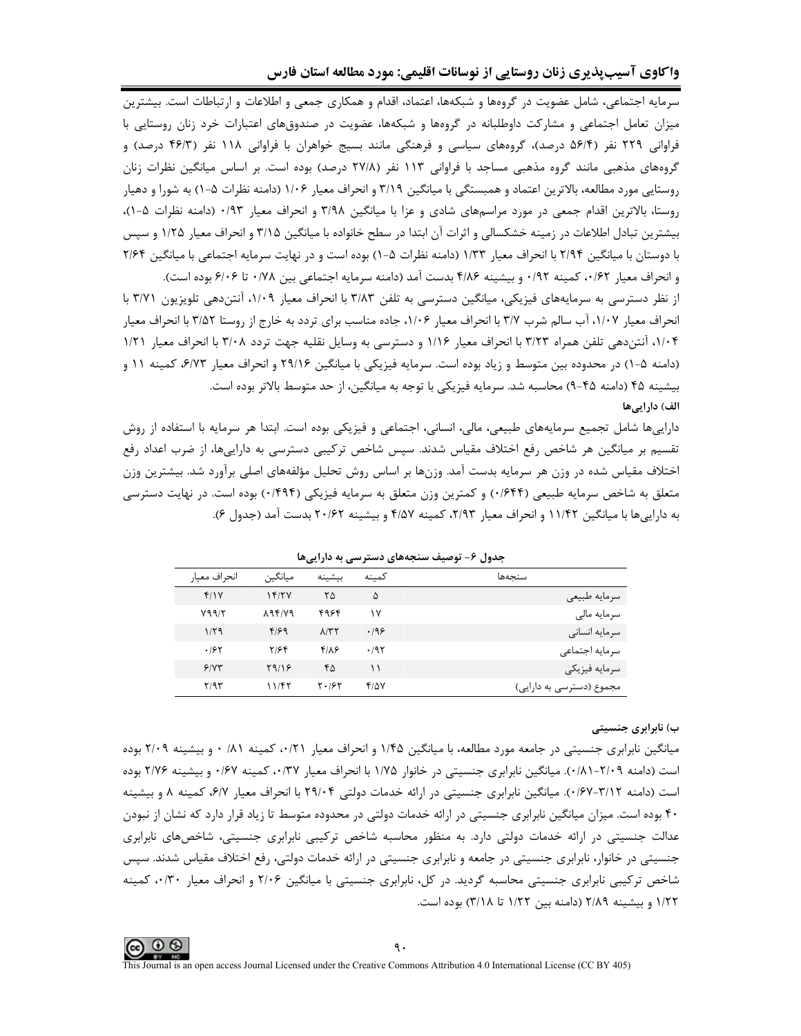سرمایه اجتماعی، شامل عضویت در گروه‌ها و شبکه‌ها، اعتماد، اقدام و همکاری جمعی و اطلاعات و ارتباطات است. بیشترین میزان تعامل اجتماعی و مشارکت داوطلبانه در گروه‌ها و شبکه‌ها، عضویت در صندوق‌های اعتبارات خرد زنان روستایی با فراوانی ۲۲۹ نفر (۵۶/۴ درصد)، گروه‌های سیاسی و فرهنگی مانند بسیج خواهران با فراوانی ۱۱۸ نفر (۴۶/۳ درصد) و گروه‌های مذهبی مانند گروه مذهبی مساجد با فراوانی ۱۱۳ نفر (۲۷/۸ درصد) بوده است. بر اساس میانگین نظرات زنان روستایی مورد مطالعه، بالاترین اعتماد و همبستگی با میانگین ۳/۱۹ و انحراف معیار ۱/۰۶ (دامنه نظرات ۵-۱) به شورا و دهیار روستا، بالاترین اقدام جمعی در مورد مراسم‌های شادی و عزا با میانگین ۳/۹۸ و انحراف معیار ۰/۹۳ (دامنه نظرات ۵-۱)، بیشترین تبادل اطلاعات در زمینه خشکسالی و اثرات آن ابتدا در سطح خانواده با میانگین ۳/۱۵ و انحراف معیار ۱/۲۵ و سپس با دوستان با میانگین ۲/۹۴ با انحراف معیار ۱/۳۳ (دامنه نظرات ۵-۱) بوده است و در نهایت سرمایه اجتماعی با میانگین ۲/۶۴ و انحراف معیار ۰/۶۲، کمینه ۰/۹۲ و بیشینه ۴/۸۶ بدست آمد (دامنه سرمایه اجتماعی بین ۰/۷۸ تا ۶/۰۶ بوده است).

از نظر دسترسی به سرمایه‌های فیزیکی، میانگین دسترسی به تلفن ۳/۸۳ با انحراف معیار ۱/۰۹، آنتن‌دهی تلویزیون ۳/۷۱ با انحراف معیار ۱/۰۷، آب سالم شرب ۳/۷ با انحراف معیار ۱/۰۶، جاده مناسب برای تردد به خارج از روستا ۳/۵۲ با انحراف معیار ۱/۰۴، آنتن‌دهی تلفن همراه ۳/۲۳ با انحراف معیار ۱/۱۶ و دسترسی به وسایل نقلیه جهت تردد ۳/۰۸ با انحراف معیار ۱/۲۱ (دامنه ۵-۱) در محدوده بین متوسط و زیاد بوده است. سرمایه فیزیکی با میانگین ۲۹/۱۶ و انحراف معیار ۶/۷۳، کمینه ۱۱ و بیشینه ۴۵ (دامنه ۴۵-۹) محاسبه شد. سرمایه فیزیکی با توجه به میانگین، از حد متوسط بالاتر بوده است.

**الف) دارایی‌ها**

دارایی‌ها شامل تجمیع سرمایه‌های طبیعی، مالی، انسانی، اجتماعی و فیزیکی بوده است. ابتدا هر سرمایه با استفاده از روش تقسیم بر میانگین هر شاخص رفع اختلاف مقیاس شدند. سپس شاخص ترکیبی دسترسی به دارایی‌ها، از ضرب اعداد رفع اختلاف مقیاس شده در وزن هر سرمایه بدست آمد. وزن‌ها بر اساس روش تحلیل مؤلفه‌های اصلی برآورد شد. بیشترین وزن متعلق به شاخص سرمایه طبیعی (۰/۶۴۴) و کمترین وزن متعلق به سرمایه فیزیکی (۰/۴۹۴) بوده است. در نهایت دسترسی به دارایی‌ها با میانگین ۱۱/۴۲ و انحراف معیار ۲/۹۳، کمینه ۴/۵۷ و بیشینه ۲۰/۶۲ بدست آمد (جدول ۶).

**جدول ۶- توصیف سنجه‌های دسترسی به دارایی‌ها**

| سنجه‌ها | کمینه | بیشینه | میانگین | انحراف معیار |
|---|---|---|---|---|
| سرمایه طبیعی | ۵ | ۲۵ | ۱۴/۲۷ | ۴/۱۷ |
| سرمایه مالی | ۱۷ | ۴۹۶۴ | ۸۹۴/۷۹ | ۷۹۹/۲ |
| سرمایه انسانی | ۰/۹۶ | ۸/۳۲ | ۴/۶۹ | ۱/۲۹ |
| سرمایه اجتماعی | ۰/۹۲ | ۴/۸۶ | ۲/۶۴ | ۰/۶۲ |
| سرمایه فیزیکی | ۱۱ | ۴۵ | ۲۹/۱۶ | ۶/۷۳ |
| مجموع (دسترسی به دارایی) | ۴/۵۷ | ۲۰/۶۲ | ۱۱/۴۲ | ۲/۹۳ |

**ب) نابرابری جنسیتی**

میانگین نابرابری جنسیتی در جامعه مورد مطالعه، با میانگین ۱/۴۵ و انحراف معیار ۰/۲۱، کمینه ۰/۸۱ و بیشینه ۲/۰۹ بوده است (دامنه ۲/۰۹-۰/۸۱). میانگین نابرابری جنسیتی در خانوار ۱/۷۵ با انحراف معیار ۰/۳۷، کمینه ۰/۶۷ و بیشینه ۲/۷۶ بوده است (دامنه ۳/۱۲-۰/۶۷). میانگین نابرابری جنسیتی در ارائه خدمات دولتی ۲۹/۰۴ با انحراف معیار ۶/۷، کمینه ۸ و بیشینه ۴۰ بوده است. میزان میانگین نابرابری جنسیتی در ارائه خدمات دولتی در محدوده متوسط تا زیاد قرار دارد که نشان از نبودن عدالت جنسیتی در ارائه خدمات دولتی دارد. به منظور محاسبه شاخص ترکیبی نابرابری جنسیتی، شاخص‌های نابرابری جنسیتی در خانوار، نابرابری جنسیتی در جامعه و نابرابری جنسیتی در ارائه خدمات دولتی، رفع اختلاف مقیاس شدند. سپس شاخص ترکیبی نابرابری جنسیتی محاسبه گردید. در کل، نابرابری جنسیتی با میانگین ۲/۰۶ و انحراف معیار ۰/۳۰، کمینه ۱/۲۲ و بیشینه ۲/۸۹ (دامنه بین ۱/۲۲ تا ۳/۱۸) بوده است.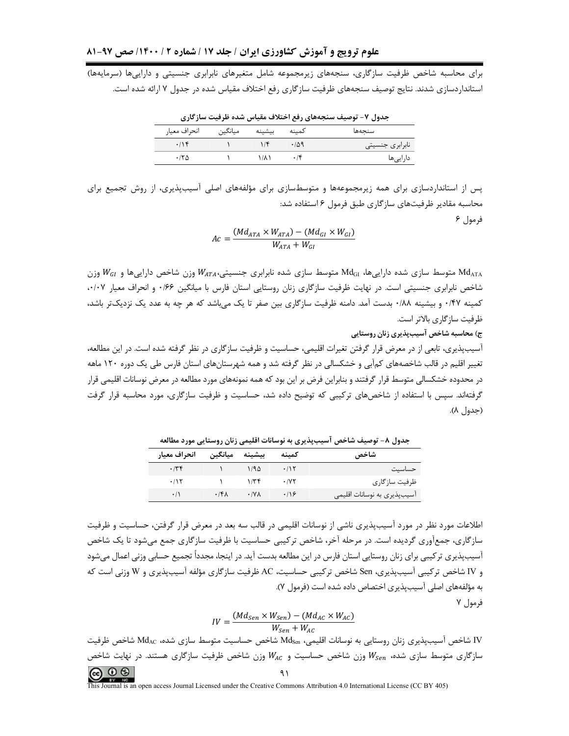برای محاسبه شاخص ظرفیت سازگاری، سنجه‌های زیرمجموعه شامل متغیرهای نابرابری جنسیتی و دارایی‌ها (سرمایه‌ها) استانداردسازی شدند. نتایج توصیف سنجه‌های ظرفیت سازگاری رفع اختلاف مقیاس شده در جدول ۷ ارائه شده است.

**جدول ۷- توصیف سنجه‌های رفع اختلاف مقیاس شده ظرفیت سازگاری**

| سنجه‌ها | کمینه | بیشینه | میانگین | انحراف معیار |
|---|---|---|---|---|
| نابرابری جنسیتی | ۰/۵۹ | ۱/۴ | ۱ | ۰/۱۴ |
| دارایی‌ها | ۰/۴ | ۱/۸۱ | ۱ | ۰/۲۵ |

پس از استانداردسازی برای همه زیرمجموعه‌ها و متوسط‌سازی برای مؤلفه‌های اصلی آسیب‌پذیری، از روش تجمیع برای محاسبه مقادیر ظرفیت‌های سازگاری طبق فرمول ۶ استفاده شد:

فرمول ۶

$$Ac = \frac{(Md_{ATA} \times W_{ATA}) - (Md_{GI} \times W_{GI})}{W_{ATA} + W_{GI}}$$

$Md_{ATA}$ متوسط سازی شده دارایی‌ها، $Md_{GI}$ متوسط سازی شده نابرابری جنسیتی، $W_{ATA}$ وزن شاخص دارایی‌ها و $W_{GI}$ وزن شاخص نابرابری جنسیتی است. در نهایت ظرفیت سازگاری زنان روستایی استان فارس با میانگین ۰/۶۶ و انحراف معیار ۰/۰۷، کمینه ۰/۴۷ و بیشینه ۰/۸۸ بدست آمد. دامنه ظرفیت سازگاری بین صفر تا یک می‌باشد که هر چه به عدد یک نزدیک‌تر باشد، ظرفیت سازگاری بالاتر است.

**ج) محاسبه شاخص آسیب‌پذیری زنان روستایی**

آسیب‌پذیری، تابعی از در معرض قرار گرفتن تغیرات اقلیمی، حساسیت و ظرفیت سازگاری در نظر گرفته شده است. در این مطالعه، تغییر اقلیم در قالب شاخصه‌های کم‌آبی و خشکسالی در نظر گرفته شد و همه شهرستان‌های استان فارس طی یک دوره ۱۲۰ ماهه در محدوده خشکسالی متوسط قرار گرفتند و بنابراین فرض بر این بود که همه نمونه‌های مورد مطالعه در معرض نوسانات اقلیمی قرار گرفته‌اند. سپس با استفاده از شاخص‌های ترکیبی که توضیح داده شد، حساسیت و ظرفیت سازگاری، مورد محاسبه قرار گرفت (جدول ۸).

**جدول ۸- توصیف شاخص آسیب‌پذیری به نوسانات اقلیمی زنان روستایی مورد مطالعه**

| شاخص | کمینه | بیشینه | میانگین | انحراف معیار |
|---|---|---|---|---|
| حساسیت | ۰/۱۲ | ۱/۹۵ | ۱ | ۰/۳۴ |
| ظرفیت سازگاری | ۰/۷۲ | ۱/۳۴ | ۱ | ۰/۱۲ |
| آسیب‌پذیری به نوسانات اقلیمی | ۰/۱۶ | ۰/۷۸ | ۰/۴۸ | ۰/۱ |

اطلاعات مورد نظر در مورد آسیب‌پذیری ناشی از نوسانات اقلیمی در قالب سه بعد در معرض قرار گرفتن، حساسیت و ظرفیت سازگاری، جمع‌آوری گردیده است. در مرحله آخر، شاخص ترکیبی حساسیت با ظرفیت سازگاری جمع می‌شود تا یک شاخص آسیب‌پذیری ترکیبی برای زنان روستایی استان فارس در این مطالعه بدست آید. در اینجا، مجدداً تجمیع حسابی وزنی اعمال می‌شود و IV شاخص ترکیبی آسیب‌پذیری، Sen شاخص ترکیبی حساسیت، AC ظرفیت سازگاری مؤلفه آسیب‌پذیری و W وزنی است که به مؤلفه‌های اصلی آسیب‌پذیری اختصاص داده شده است (فرمول ۷).

فرمول ۷

$$IV = \frac{(Md_{Sen} \times W_{Sen}) - (Md_{AC} \times W_{AC})}{W_{Sen} + W_{AC}}$$

IV شاخص آسیب‌پذیری زنان روستایی به نوسانات اقلیمی، $Md_{Sen}$ شاخص حساسیت متوسط سازی شده، $Md_{AC}$ شاخص ظرفیت سازگاری متوسط سازی شده، $W_{Sen}$ وزن شاخص حساسیت و $W_{AC}$ وزن شاخص ظرفیت سازگاری هستند. در نهایت شاخص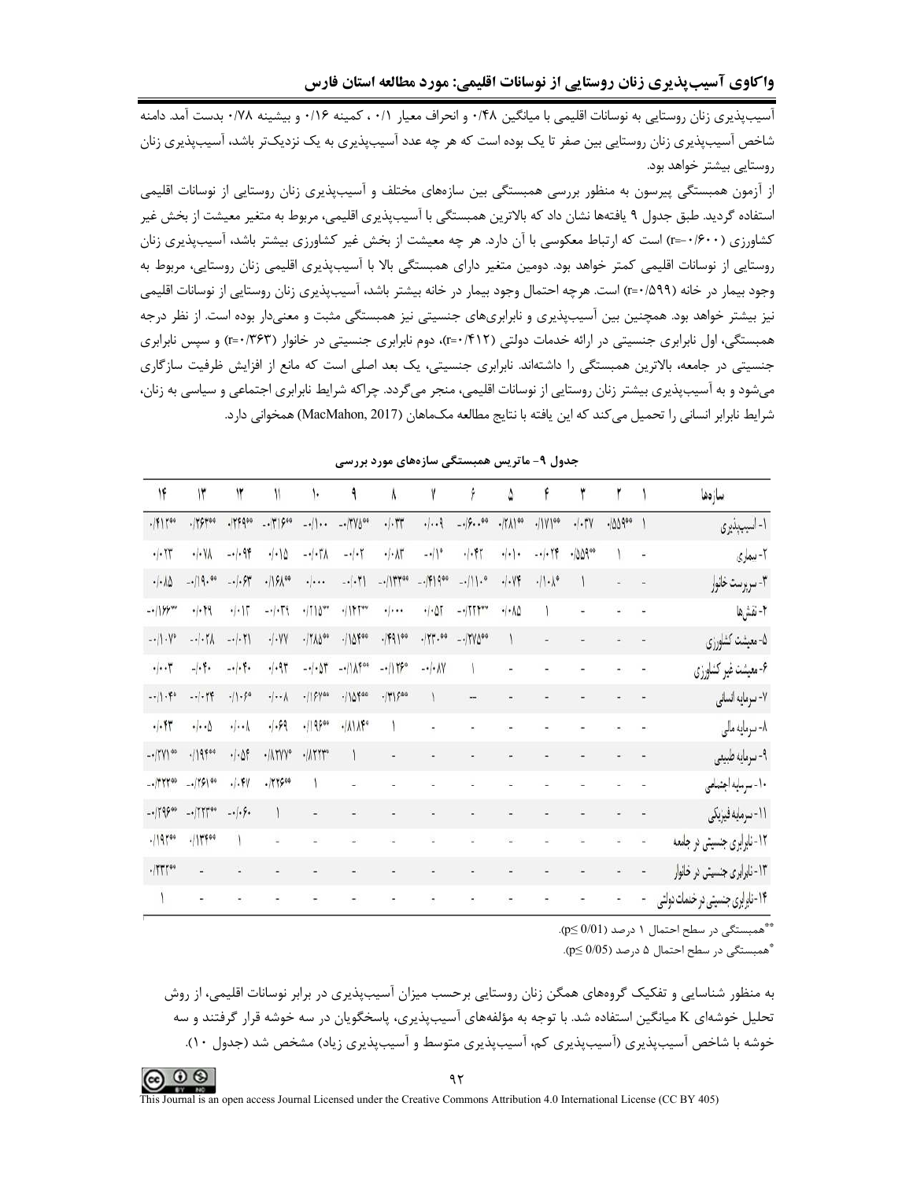آسیب‌پذیری زنان روستایی به نوسانات اقلیمی با میانگین ۰/۴۸ و انحراف معیار ۰/۱ ، کمینه ۰/۱۶ و بیشینه ۰/۷۸ بدست آمد. دامنه شاخص آسیب‌پذیری زنان روستایی بین صفر تا یک بوده است که هر چه عدد آسیب‌پذیری به یک نزدیک‌تر باشد، آسیب‌پذیری زنان روستایی بیشتر خواهد بود.

از آزمون همبستگی پیرسون به منظور بررسی همبستگی بین سازه‌های مختلف و آسیب‌پذیری زنان روستایی از نوسانات اقلیمی استفاده گردید. طبق جدول ۹ یافته‌ها نشان داد که بالاترین همبستگی با آسیب‌پذیری اقلیمی، مربوط به متغیر معیشت از بخش غیر کشاورزی (r=-۰/۶۰۰) است که ارتباط معکوسی با آن دارد. هر چه معیشت از بخش غیر کشاورزی بیشتر باشد، آسیب‌پذیری زنان روستایی از نوسانات اقلیمی کمتر خواهد بود. دومین متغیر دارای همبستگی بالا با آسیب‌پذیری اقلیمی زنان روستایی، مربوط به وجود بیمار در خانه (r=۰/۵۹۹) است. هرچه احتمال وجود بیمار در خانه بیشتر باشد، آسیب‌پذیری زنان روستایی از نوسانات اقلیمی نیز بیشتر خواهد بود. همچنین بین آسیب‌پذیری و نابرابری‌های جنسیتی نیز همبستگی مثبت و معنی‌دار بوده است. از نظر درجه همبستگی، اول نابرابری جنسیتی در ارائه خدمات دولتی (r=۰/۴۱۲)، دوم نابرابری جنسیتی در خانوار (r=۰/۳۶۳) و سپس نابرابری جنسیتی در جامعه، بالاترین همبستگی را داشته‌اند. نابرابری جنسیتی، یک بعد اصلی است که مانع از افزایش ظرفیت سازگاری می‌شود و به آسیب‌پذیری بیشتر زنان روستایی از نوسانات اقلیمی، منجر می‌گردد. چراکه شرایط نابرابر اجتماعی و سیاسی به زنان، شرایط نابرابر انسانی را تحمیل می‌کند که این یافته با نتایج مطالعه مک‌ماهان (MacMahon, 2017) همخوانی دارد.

جدول ۹- ماتریس همبستگی سازه‌های مورد بررسی

| سازه‌ها | ۱ | ۲ | ۳ | ۴ | ۵ | ۶ | ۷ | ۸ | ۹ | ۱۰ | ۱۱ | ۱۲ | ۱۳ | ۱۴ |
|---|---|---|---|---|---|---|---|---|---|---|---|---|---|---|
| ۱- آسیب‌پذیری | ۱ | ۰/۵۵۹** | ۰/۰۳۷ | ۰/۱۷۱** | ۰/۲۸۱** | -۰/۶۰۰** | ۰/۰۰۹ | ۰/۰۳۳ | -۰/۳۷۵** | -۰/۱۰۰ | -۰/۳۱۶** | ۰/۳۴۹** | ۰/۳۶۳** | ۰/۴۱۲** |
| ۲- بیماری | - | ۱ | ۰/۵۵۹** | -۰/۰۲۴ | ۰/۰۱۰ | ۰/۰۴۲ | -۰/۱* | ۰/۰۸۳ | -۰/۰۲ | -۰/۰۳۸ | ۰/۰۱۵ | -۰/۰۹۴ | ۰/۰۱۸ | ۰/۰۲۳ |
| ۳- سرپرست خانوار | - | - | ۱ | ۰/۱۰۸* | ۰/۰۷۴ | -۰/۱۱۰* | -۰/۴۱۹** | -۰/۱۳۳** | -۰/۰۳۱ | ۰/۰۰۰ | ۰/۱۶۸** | -۰/۰۶۳ | -۰/۱۹۰** | ۰/۰۸۵ |
| ۴- نقش‌ها | - | - | - | ۱ | ۰/۰۸۵ | -۰/۲۲۲** | ۰/۰۵۲ | ۰/۰۰۰ | ۰/۱۴۲** | ۰/۲۱۵** | -۰/۰۳۹ | ۰/۰۱۳ | ۰/۰۲۹ | -۰/۱۶۶** |
| ۵- معیشت کشاورزی | - | - | - | - | ۱ | -۰/۳۷۵** | -۰/۲۳۰** | ۰/۴۹۱** | ۰/۱۵۴** | ۰/۲۸۵** | -۰/۰۷۷ | -۰/۰۲۱ | -۰/۰۲۸ | -۰/۱۰۷* |
| ۶- معیشت غیر کشاورزی | - | - | - | - | - | ۱ | -۰/۰۸۷ | -۰/۱۲۶* | -۰/۱۸۴** | -۰/۰۵۳ | ۰/۰۹۳ | -۰/۰۴۰ | -۰/۰۴۰ | ۰/۰۰۳ |
| ۷- سرمایه انسانی | - | - | - | - | - | -- | ۱ | ۰/۳۱۶** | ۰/۱۵۴** | ۰/۱۶۷** | -۰/۰۰۸ | ۰/۱۰۶* | -۰/۰۲۴ | -۰/۱۰۴* |
| ۸- سرمایه مالی | - | - | - | - | - | - | - | ۱ | ۰/۱۱۸* | ۰/۱۹۶** | ۰/۰۶۹ | ۰/۰۰۸ | ۰/۰۰۵ | ۰/۰۴۳ |
| ۹- سرمایه طبیعی | - | - | - | - | - | - | - | - | ۱ | ۰/۱۲۲۳* | ۰/۱۲۷۷* | ۰/۰۵۴ | ۰/۱۹۴** | -۰/۲۷۱** |
| ۱۰- سرمایه اجتماعی | - | - | - | - | - | - | - | - | - | ۱ | ۰/۲۲۶** | ۰/۰۴۷ | -۰/۲۶۱** | -۰/۳۲۲** |
| ۱۱- سرمایه فیزیکی | - | - | - | - | - | - | - | - | - | - | ۱ | -۰/۰۶۰ | -۰/۲۲۳** | -۰/۲۹۶** |
| ۱۲- نابرابری جنسیتی در جامعه | - | - | - | - | - | - | - | - | - | - | - | ۱ | ۰/۱۳۴** | ۰/۱۹۴** |
| ۱۳- نابرابری جنسیتی در خانوار | - | - | - | - | - | - | - | - | - | - | - | - | - | ۰/۳۳۳** |
| ۱۴- نابرابری جنسیتی در خدمات دولتی | - | - | - | - | - | - | - | - | - | - | - | - | - | ۱ |

**همبستگی در سطح احتمال ۱ درصد (p≤ 0/01).

*همبستگی در سطح احتمال ۵ درصد (p≤ 0/05).

به منظور شناسایی و تفکیک گروه‌های همگن زنان روستایی برحسب میزان آسیب‌پذیری در برابر نوسانات اقلیمی، از روش تحلیل خوشه‌ای K میانگین استفاده شد. با توجه به مؤلفه‌های آسیب‌پذیری، پاسخگویان در سه خوشه قرار گرفتند و سه خوشه با شاخص آسیب‌پذیری (آسیب‌پذیری کم، آسیب‌پذیری متوسط و آسیب‌پذیری زیاد) مشخص شد (جدول ۱۰).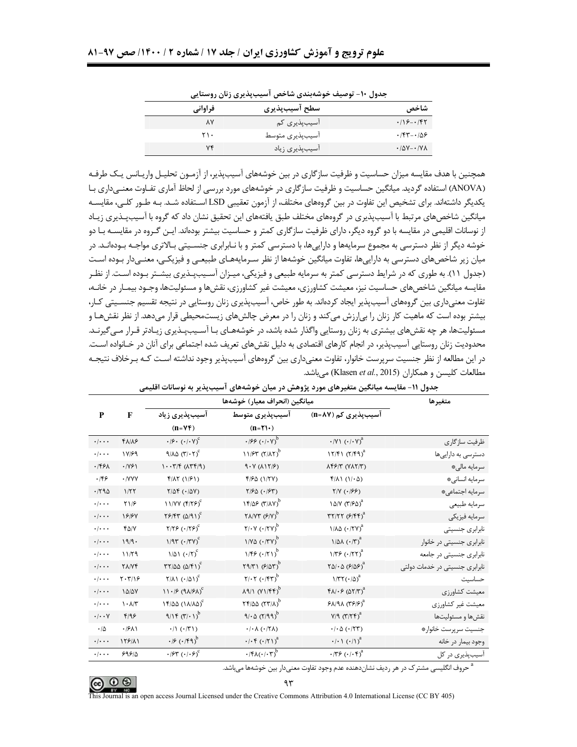جدول ۱۰- توصیف خوشه‌بندی شاخص آسیب‌پذیری زنان روستایی

| شاخص | سطح آسیب‌پذیری | فراوانی |
|---|---|---|
| ۰/۱۶-۰/۴۲ | آسیب‌پذیری کم | ۸۷ |
| ۰/۴۳-۰/۵۶ | آسیب‌پذیری متوسط | ۲۱۰ |
| ۰/۵۷-۰/۷۸ | آسیب‌پذیری زیاد | ۷۴ |

همچنین با هدف مقایسه میزان حساسیت و ظرفیت سازگاری در بین خوشه‌های آسیب‌پذیر، از آزمون تحلیل واریانس یک طرفه (ANOVA) استفاده گردید. میانگین حساسیت و ظرفیت سازگاری در خوشه‌های مورد بررسی از لحاظ آماری تفاوت معنی‌داری با یکدیگر داشته‌اند. برای تشخیص این تفاوت در بین گروه‌های مختلف، از آزمون تعقیبی LSD استفاده شد. به طور کلی، مقایسه میانگین شاخص‌های مرتبط با آسیب‌پذیری در گروه‌های مختلف طبق یافته‌های این تحقیق نشان داد که گروه با آسیب‌پذیری زیاد از نوسانات اقلیمی در مقایسه با دو گروه دیگر، دارای ظرفیت سازگاری کمتر و حساسیت بیشتر بوده‌اند. این گروه در مقایسه با دو خوشه دیگر از نظر دسترسی به مجموع سرمایه‌ها و دارایی‌ها، با دسترسی کمتر و با نابرابری جنسیتی بالاتری مواجه بوده‌اند. در میان زیر شاخص‌های دسترسی به دارایی‌ها، تفاوت میانگین خوشه‌ها از نظر سرمایه‌های طبیعی و فیزیکی، معنی‌دار بوده است (جدول ۱۱). به طوری که در شرایط دسترسی کمتر به سرمایه طبیعی و فیزیکی، میزان آسیب‌پذیری بیشتر بوده است. از نظر مقایسه میانگین شاخص‌های حساسیت نیز، معیشت کشاورزی، معیشت غیر کشاورزی، نقش‌ها و مسئولیت‌ها، وجود بیمار در خانه، تفاوت معنی‌داری بین گروه‌های آسیب‌پذیر ایجاد کرده‌اند. به طور خاص، آسیب‌پذیری زنان روستایی در نتیجه تقسیم جنسیتی کار، بیشتر بوده است که ماهیت کار زنان را بی‌ارزش می‌کند و زنان را در معرض چالش‌های زیست‌محیطی قرار می‌دهد. از نظر نقش‌ها و مسئولیت‌ها، هر چه نقش‌های بیشتری به زنان روستایی واگذار شده باشد، در خوشه‌های با آسیب‌پذیری زیادتر قرار می‌گیرند. محدودیت زنان روستایی آسیب‌پذیر، در انجام کارهای اقتصادی به دلیل نقش‌های تعریف شده اجتماعی برای آنان در خانواده است. در این مطالعه از نظر جنسیت سرپرست خانوار، تفاوت معنی‌داری بین گروه‌های آسیب‌پذیر وجود نداشته است که برخلاف نتیجه مطالعات کلیسن و همکاران (Klasen *et al.*, 2015) می‌باشد.

جدول ۱۱- مقایسه میانگین متغیرهای مورد پژوهش در میان خوشه‌های آسیب‌پذیر به نوسانات اقلیمی

| متغیرها | میانگین (انحراف معیار) خوشه‌ها | | | F | P |
|---|---|---|---|---|---|
| | آسیب‌پذیری کم (n=۸۷) | آسیب‌پذیری متوسط (n=۲۱۰) | آسیب‌پذیری زیاد (n=۷۴) | | |
| ظرفیت سازگاری | ۰/۷۱ (۰/۰۷)[a] | ۰/۶۶ (۰/۰۷)[b] | ۰/۶۰ (۰/۰۷)[c] | ۴۸/۸۶ | ۰/۰۰۰ |
| دسترسی به دارایی‌ها | ۱۲/۴۱ (۲/۴۹)[a] | ۱۱/۶۳ (۲/۸۲)[b] | ۹/۸۵ (۳/۰۲)[c] | ۱۷/۶۹ | ۰/۰۰۰ |
| سرمایه مالی* | ۸۴۶/۳ (۷۸۲/۳) | ۹۰۷ (۸۱۲/۶) | ۱۰۰۳/۴ (۸۳۴/۹) | ۰/۷۶۱ | ۰/۴۶۸ |
| سرمایه انسانی* | ۴/۸۱ (۱/۰۵) | ۴/۶۵ (۱/۲۷) | ۴/۸۲ (۱/۶۱) | ۰/۷۷۷ | ۰/۴۶ |
| سرمایه اجتماعی* | ۲/۷ (۰/۶۶) | ۲/۶۵ (۰/۶۳) | ۲/۵۴ (۰/۵۷) | ۱/۲۲ | ۰/۲۹۵ |
| سرمایه طبیعی | ۱۵/۷ (۳/۶۵)[a] | ۱۴/۵۶ (۳/۸۷)[b] | ۱۱/۷۷ (۴/۲۶)[c] | ۲۱/۶ | ۰/۰۰۰ |
| سرمایه فیزیکی | ۳۲/۲۲ (۶/۴۴)[a] | ۲۸/۷۳ (۶/۷)[b] | ۲۶/۴۳ (۵/۹۱)[c] | ۱۶/۶۷ | ۰/۰۰۰ |
| نابرابری جنسیتی | ۱/۸۵ (۰/۲۷)[a] | ۲/۰۷ (۰/۲۷)[b] | ۲/۲۶ (۰/۲۶)[c] | ۴۵/۷ | ۰/۰۰۰ |
| نابرابری جنسیتی در خانوار | ۱/۵۸ (۰/۳)[a] | ۱/۷۵ (۰/۳۷)[b] | ۱/۹۳ (۰/۳۷)[c] | ۱۹/۹۰ | ۰/۰۰۰ |
| نابرابری جنسیتی در جامعه | ۱/۳۶ (۰/۲۲)[a] | ۱/۴۶ (۰/۲۱)[b] | ۱/۵۱ (۰/۲)[c] | ۱۱/۲۹ | ۰/۰۰۰ |
| نابرابری جنسیتی در خدمات دولتی | ۲۵/۰۵ (۶/۵۶)[a] | ۲۹/۳۱ (۶/۵۳)[b] | ۳۲/۵۵ (۵/۴۱)[c] | ۲۸/۷۴ | ۰/۰۰۰ |
| حساسیت | ۱/۳۲ (۰/۵)[a] | ۲/۰۲ (۰/۴۳)[b] | ۲/۸۱ (۰/۵۱)[c] | ۲۰۳/۱۶ | ۰/۰۰۰ |
| معیشت کشاورزی | ۴۸/۰۶ (۵۲/۳)[a] | ۸۹/۱ (۷۱/۴۴)[b] | ۱۱۰/۶ (۹۸/۶۸)[c] | ۱۵/۵۷ | ۰/۰۰۰ |
| معیشت غیر کشاورزی | ۶۸/۹۸ (۳۶/۶)[a] | ۲۴/۵۵ (۲۳/۸)[b] | ۱۴/۵۵ (۱۸/۸۵)[c] | ۱۰۸/۳ | ۰/۰۰۰ |
| نقش‌ها و مسئولیت‌ها | ۷/۹ (۳/۲۴)[a] | ۹/۰۵ (۲/۹۹)[b] | ۹/۱۴ (۳/۰۱)[b] | ۴/۹۶ | ۰/۰۰۷ |
| جنسیت سرپرست خانوار* | ۰/۰۵ (۰/۲۳) | ۰/۰۸ (۰/۲۸) | ۰/۱ (۰/۳۱) | ۰/۶۸۱ | ۰/۵ |
| وجود بیمار در خانه | ۰/۰۱ (۰/۱)[a] | ۰/۰۴ (۰/۲۱)[a] | ۰/۶ (۰/۴۹)[b] | ۱۲۶/۸۱ | ۰/۰۰۰ |
| آسیب‌پذیری در کل | ۰/۳۶ (۰/۰۴)[a] | ۰/۴۸ (۰/۰۳)[b] | ۰/۶۳ (۰/۰۶)[c] | ۶۹۶/۵ | ۰/۰۰۰ |

[a] حروف انگلیسی مشترک در هر ردیف نشان‌دهنده عدم وجود تفاوت معنی‌دار بین خوشه‌ها می‌باشد.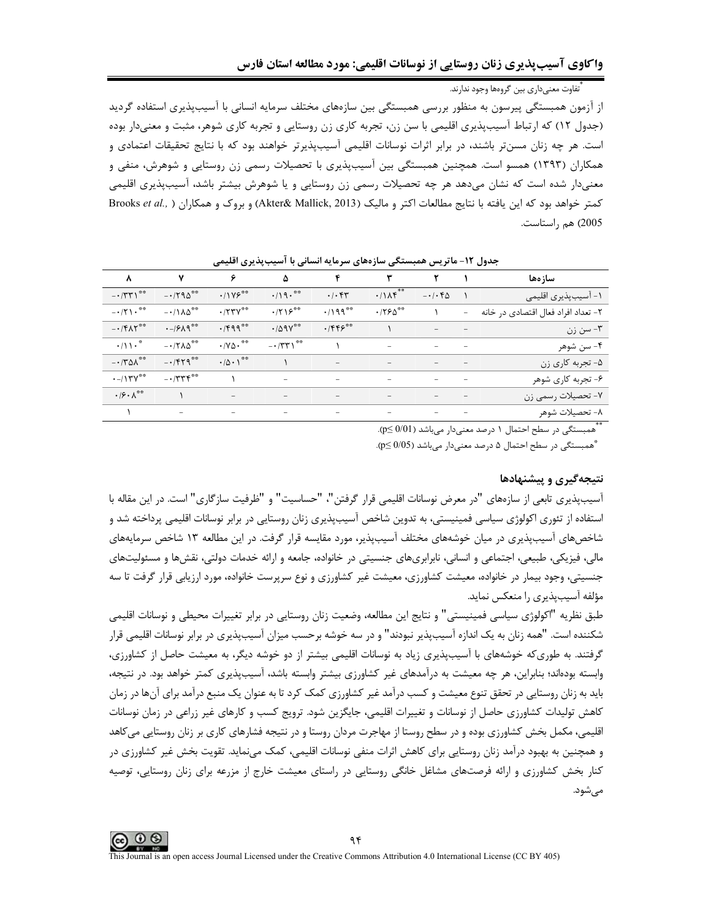*تفاوت معنی‌داری بین گروه‌ها وجود ندارند.

از آزمون همبستگی پیرسون به منظور بررسی همبستگی بین سازه‌های مختلف سرمایه انسانی با آسیب‌پذیری استفاده گردید (جدول ۱۲) که ارتباط آسیب‌پذیری اقلیمی با سن زن، تجربه کاری زن روستایی و تجربه کاری شوهر، مثبت و معنی‌دار بوده است. هر چه زنان مسن‌تر باشند، در برابر اثرات نوسانات اقلیمی آسیب‌پذیرتر خواهند بود که با نتایج تحقیقات اعتمادی و همکاران (۱۳۹۳) همسو است. همچنین همبستگی بین آسیب‌پذیری با تحصیلات رسمی زن روستایی و شوهرش، منفی و معنی‌دار شده است که نشان می‌دهد هر چه تحصیلات رسمی زن روستایی و یا شوهرش بیشتر باشد، آسیب‌پذیری اقلیمی کمتر خواهد بود که این یافته با نتایج مطالعات اکتر و مالیک (Akter& Mallick, 2013) و بروک و همکاران (Brooks *et al.,* 2005) هم راستاست.

**جدول ۱۲- ماتریس همبستگی سازه‌های سرمایه انسانی با آسیب‌پذیری اقلیمی**

| سازه‌ها | ۱ | ۲ | ۳ | ۴ | ۵ | ۶ | ۷ | ۸ |
|---|---|---|---|---|---|---|---|---|
| ۱- آسیب‌پذیری اقلیمی | ۱ | -۰/۰۴۵ | ۰/۱۸۴** | ۰/۰۴۳ | ۰/۱۹۰** | ۰/۱۷۶** | -۰/۲۹۵** | -۰/۳۳۱** |
| ۲- تعداد افراد فعال اقتصادی در خانه | - | ۱ | ۰/۲۶۵** | ۰/۱۹۹** | ۰/۲۱۶** | ۰/۲۳۷** | -۰/۱۸۵** | -۰/۲۱۰** |
| ۳- سن زن | - | - | ۱ | ۰/۴۴۶** | ۰/۵۹۷** | ۰/۴۹۹** | -۰/۶۸۹** | -۰/۴۸۲** |
| ۴- سن شوهر | - | - | - | ۱ | -۰/۳۳۱** | ۰/۷۵۰** | -۰/۲۸۵** | ۰/۱۱۰* |
| ۵- تجربه کاری زن | - | - | - | - | ۱ | ۰/۵۰۱** | -۰/۴۲۹** | -۰/۳۵۸** |
| ۶- تجربه کاری شوهر | - | - | - | - | - | ۱ | -۰/۳۳۴** | -۰/۱۳۷** |
| ۷- تحصیلات رسمی زن | - | - | - | - | - | - | ۱ | ۰/۶۰۸** |
| ۸- تحصیلات شوهر | - | - | - | - | - | - | - | ۱ |

**همبستگی در سطح احتمال ۱ درصد معنی‌دار می‌باشد (p≤ 0/01).

*همبستگی در سطح احتمال ۵ درصد معنی‌دار می‌باشد (p≤ 0/05).

## نتیجه‌گیری و پیشنهادها

آسیب‌پذیری تابعی از سازه‌های "در معرض نوسانات اقلیمی قرار گرفتن"، "حساسیت" و "ظرفیت سازگاری" است. در این مقاله با استفاده از تئوری اکولوژی سیاسی فمینیستی، به تدوین شاخص آسیب‌پذیری زنان روستایی در برابر نوسانات اقلیمی پرداخته شد و شاخص‌های آسیب‌پذیری در میان خوشه‌های مختلف آسیب‌پذیر، مورد مقایسه قرار گرفت. در این مطالعه ۱۳ شاخص سرمایه‌های مالی، فیزیکی، طبیعی، اجتماعی و انسانی، نابرابری‌های جنسیتی در خانواده، جامعه و ارائه خدمات دولتی، نقش‌ها و مسئولیت‌های جنسیتی، وجود بیمار در خانواده، معیشت کشاورزی، معیشت غیر کشاورزی و نوع سرپرست خانواده، مورد ارزیابی قرار گرفت تا سه مؤلفه آسیب‌پذیری را منعکس نماید.

طبق نظریه "اکولوژی سیاسی فمینیستی" و نتایج این مطالعه، وضعیت زنان روستایی در برابر تغییرات محیطی و نوسانات اقلیمی شکننده است. "همه زنان به یک اندازه آسیب‌پذیر نبودند" و در سه خوشه برحسب میزان آسیب‌پذیری در برابر نوسانات اقلیمی قرار گرفتند. به طوری‌که خوشه‌های با آسیب‌پذیری زیاد به نوسانات اقلیمی بیشتر از دو خوشه دیگر، به معیشت حاصل از کشاورزی، وابسته بوده‌اند؛ بنابراین، هر چه معیشت به درآمدهای غیر کشاورزی بیشتر وابسته باشد، آسیب‌پذیری کمتر خواهد بود. در نتیجه، باید به زنان روستایی در تحقق تنوع معیشت و کسب درآمد غیر کشاورزی کمک کرد تا به عنوان یک منبع درآمد برای آن‌ها در زمان کاهش تولیدات کشاورزی حاصل از نوسانات و تغییرات اقلیمی، جایگزین شود. ترویج کسب و کارهای غیر زراعی در زمان نوسانات اقلیمی، مکمل بخش کشاورزی بوده و در سطح روستا از مهاجرت مردان روستا و در نتیجه فشارهای کاری بر زنان روستایی می‌کاهد و همچنین به بهبود درآمد زنان روستایی برای کاهش اثرات منفی نوسانات اقلیمی، کمک می‌نماید. تقویت بخش غیر کشاورزی در کنار بخش کشاورزی و ارائه فرصت‌های مشاغل خانگی روستایی در راستای معیشت خارج از مزرعه برای زنان روستایی، توصیه می‌شود.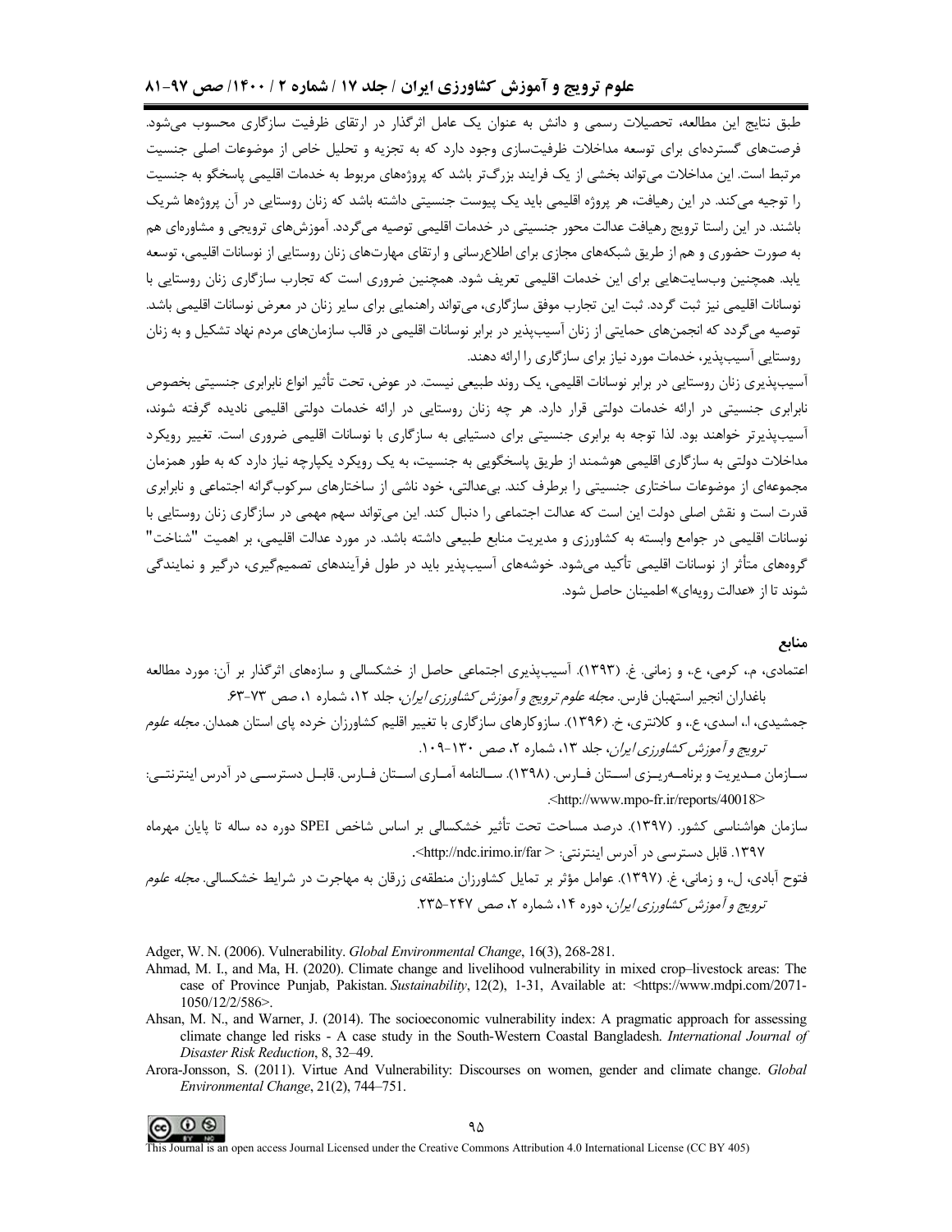طبق نتایج این مطالعه، تحصیلات رسمی و دانش به عنوان یک عامل اثرگذار در ارتقای ظرفیت سازگاری محسوب می‌شود. فرصت‌های گسترده‌ای برای توسعه مداخلات ظرفیت‌سازی وجود دارد که به تجزیه و تحلیل خاص از موضوعات اصلی جنسیت مرتبط است. این مداخلات می‌تواند بخشی از یک فرایند بزرگ‌تر باشد که پروژه‌های مربوط به خدمات اقلیمی پاسخگو به جنسیت را توجیه می‌کند. در این رهیافت، هر پروژه اقلیمی باید یک پیوست جنسیتی داشته باشد که زنان روستایی در آن پروژه‌ها شریک باشند. در این راستا ترویج رهیافت عدالت محور جنسیتی در خدمات اقلیمی توصیه می‌گردد. آموزش‌های ترویجی و مشاوره‌ای هم به صورت حضوری و هم از طریق شبکه‌های مجازی برای اطلاع‌رسانی و ارتقای مهارت‌های زنان روستایی از نوسانات اقلیمی، توسعه یابد. همچنین وب‌سایت‌هایی برای این خدمات اقلیمی تعریف شود. همچنین ضروری است که تجارب سازگاری زنان روستایی با نوسانات اقلیمی نیز ثبت گردد. ثبت این تجارب موفق سازگاری، می‌تواند راهنمایی برای سایر زنان در معرض نوسانات اقلیمی باشد. توصیه می‌گردد که انجمن‌های حمایتی از زنان آسیب‌پذیر در برابر نوسانات اقلیمی در قالب سازمان‌های مردم نهاد تشکیل و به زنان روستایی آسیب‌پذیر، خدمات مورد نیاز برای سازگاری را ارائه دهند.

آسیب‌پذیری زنان روستایی در برابر نوسانات اقلیمی، یک روند طبیعی نیست. در عوض، تحت تأثیر انواع نابرابری جنسیتی بخصوص نابرابری جنسیتی در ارائه خدمات دولتی قرار دارد. هر چه زنان روستایی در ارائه خدمات دولتی اقلیمی نادیده گرفته شوند، آسیب‌پذیرتر خواهند بود. لذا توجه به برابری جنسیتی برای دستیابی به سازگاری با نوسانات اقلیمی ضروری است. تغییر رویکرد مداخلات دولتی به سازگاری اقلیمی هوشمند از طریق پاسخگویی به جنسیت، به یک رویکرد یکپارچه نیاز دارد که به طور همزمان مجموعه‌ای از موضوعات ساختاری جنسیتی را برطرف کند. بی‌عدالتی، خود ناشی از ساختارهای سرکوب‌گرانه اجتماعی و نابرابری قدرت است و نقش اصلی دولت این است که عدالت اجتماعی را دنبال کند. این می‌تواند سهم مهمی در سازگاری زنان روستایی با نوسانات اقلیمی در جوامع وابسته به کشاورزی و مدیریت منابع طبیعی داشته باشد. در مورد عدالت اقلیمی، بر اهمیت "شناخت" گروه‌های متأثر از نوسانات اقلیمی تأکید می‌شود. خوشه‌های آسیب‌پذیر باید در طول فرآیندهای تصمیم‌گیری، درگیر و نمایندگی شوند تا از «عدالت رویه‌ای» اطمینان حاصل شود.

## منابع

اعتمادی، م.، کرمی، ع.، و زمانی. غ. (۱۳۹۳). آسیب‌پذیری اجتماعی حاصل از خشکسالی و سازه‌های اثرگذار بر آن: مورد مطالعه باغداران انجیر استهبان فارس. *مجله علوم ترویج و آموزش کشاورزی ایران*، جلد ۱۲، شماره ۱، صص ۷۳-۶۳.

جمشیدی، ا.، اسدی، ع.، و کلانتری، خ. (۱۳۹۶). سازوکارهای سازگاری با تغییر اقلیم کشاورزان خرده پای استان همدان. *مجله علوم ترویج و آموزش کشاورزی ایران*، جلد ۱۳، شماره ۲، صص ۱۳۰-۱۰۹.

سازمان مدیریت و برنامه‌ریزی استان فارس. (۱۳۹۸). سالنامه آماری استان فارس. قابل دسترسی در آدرس اینترنتی: <http://www.mpo-fr.ir/reports/40018>.

سازمان هواشناسی کشور. (۱۳۹۷). درصد مساحت تحت تأثیر خشکسالی بر اساس شاخص SPEI دوره ده ساله تا پایان مهرماه ۱۳۹۷. قابل دسترسی در آدرس اینترنتی: < http://ndc.irimo.ir/far>.

فتوح آبادی، ل.، و زمانی، غ. (۱۳۹۷). عوامل مؤثر بر تمایل کشاورزان منطقه‌ی زرقان به مهاجرت در شرایط خشکسالی. *مجله علوم ترویج و آموزش کشاورزی ایران*، دوره ۱۴، شماره ۲، صص ۲۴۷-۲۳۵.

Adger, W. N. (2006). Vulnerability. *Global Environmental Change*, 16(3), 268-281.

Ahmad, M. I., and Ma, H. (2020). Climate change and livelihood vulnerability in mixed crop–livestock areas: The case of Province Punjab, Pakistan. *Sustainability*, 12(2), 1-31, Available at: <https://www.mdpi.com/2071-1050/12/2/586>.

Ahsan, M. N., and Warner, J. (2014). The socioeconomic vulnerability index: A pragmatic approach for assessing climate change led risks - A case study in the South-Western Coastal Bangladesh. *International Journal of Disaster Risk Reduction*, 8, 32–49.

Arora-Jonsson, S. (2011). Virtue And Vulnerability: Discourses on women, gender and climate change. *Global Environmental Change*, 21(2), 744–751.

This Journal is an open access Journal Licensed under the Creative Commons Attribution 4.0 International License (CC BY 405)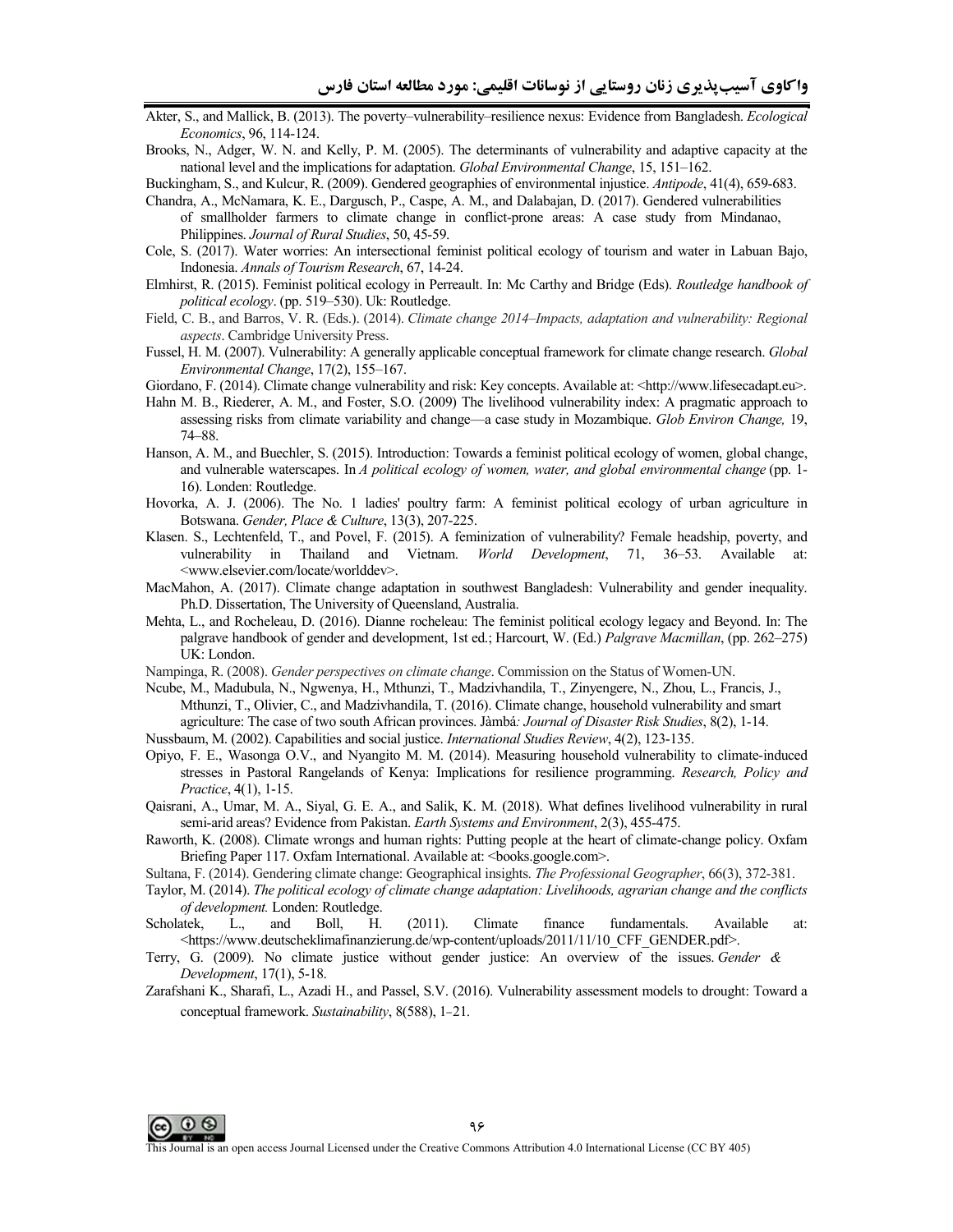Akter, S., and Mallick, B. (2013). The poverty–vulnerability–resilience nexus: Evidence from Bangladesh. *Ecological Economics*, 96, 114-124.

Brooks, N., Adger, W. N. and Kelly, P. M. (2005). The determinants of vulnerability and adaptive capacity at the national level and the implications for adaptation. *Global Environmental Change*, 15, 151–162.

Buckingham, S., and Kulcur, R. (2009). Gendered geographies of environmental injustice. *Antipode*, 41(4), 659-683.

Chandra, A., McNamara, K. E., Dargusch, P., Caspe, A. M., and Dalabajan, D. (2017). Gendered vulnerabilities of smallholder farmers to climate change in conflict-prone areas: A case study from Mindanao, Philippines. *Journal of Rural Studies*, 50, 45-59.

Cole, S. (2017). Water worries: An intersectional feminist political ecology of tourism and water in Labuan Bajo, Indonesia. *Annals of Tourism Research*, 67, 14-24.

Elmhirst, R. (2015). Feminist political ecology in Perreault. In: Mc Carthy and Bridge (Eds). *Routledge handbook of political ecology*. (pp. 519–530). Uk: Routledge.

Field, C. B., and Barros, V. R. (Eds.). (2014). *Climate change 2014–Impacts, adaptation and vulnerability: Regional aspects*. Cambridge University Press.

Fussel, H. M. (2007). Vulnerability: A generally applicable conceptual framework for climate change research. *Global Environmental Change*, 17(2), 155–167.

Giordano, F. (2014). Climate change vulnerability and risk: Key concepts. Available at: <http://www.lifesecadapt.eu>.

Hahn M. B., Riederer, A. M., and Foster, S.O. (2009) The livelihood vulnerability index: A pragmatic approach to assessing risks from climate variability and change—a case study in Mozambique. *Glob Environ Change,* 19, 74–88.

Hanson, A. M., and Buechler, S. (2015). Introduction: Towards a feminist political ecology of women, global change, and vulnerable waterscapes. In *A political ecology of women, water, and global environmental change* (pp. 1-16). Londen: Routledge.

Hovorka, A. J. (2006). The No. 1 ladies' poultry farm: A feminist political ecology of urban agriculture in Botswana. *Gender, Place & Culture*, 13(3), 207-225.

Klasen. S., Lechtenfeld, T., and Povel, F. (2015). A feminization of vulnerability? Female headship, poverty, and vulnerability in Thailand and Vietnam. *World Development*, 71, 36–53. Available at: <www.elsevier.com/locate/worlddev>.

MacMahon, A. (2017). Climate change adaptation in southwest Bangladesh: Vulnerability and gender inequality. Ph.D. Dissertation, The University of Queensland, Australia.

Mehta, L., and Rocheleau, D. (2016). Dianne rocheleau: The feminist political ecology legacy and Beyond. In: The palgrave handbook of gender and development, 1st ed.; Harcourt, W. (Ed.) *Palgrave Macmillan*, (pp. 262–275) UK: London.

Nampinga, R. (2008). *Gender perspectives on climate change*. Commission on the Status of Women-UN.

Ncube, M., Madubula, N., Ngwenya, H., Mthunzi, T., Madzivhandila, T., Zinyengere, N., Zhou, L., Francis, J., Mthunzi, T., Olivier, C., and Madzivhandila, T. (2016). Climate change, household vulnerability and smart agriculture: The case of two south African provinces. Jàmbá*: Journal of Disaster Risk Studies*, 8(2), 1-14.

Nussbaum, M. (2002). Capabilities and social justice. *International Studies Review*, 4(2), 123-135.

Opiyo, F. E., Wasonga O.V., and Nyangito M. M. (2014). Measuring household vulnerability to climate-induced stresses in Pastoral Rangelands of Kenya: Implications for resilience programming. *Research, Policy and Practice*, 4(1), 1-15.

Qaisrani, A., Umar, M. A., Siyal, G. E. A., and Salik, K. M. (2018). What defines livelihood vulnerability in rural semi-arid areas? Evidence from Pakistan. *Earth Systems and Environment*, 2(3), 455-475.

Raworth, K. (2008). Climate wrongs and human rights: Putting people at the heart of climate-change policy. Oxfam Briefing Paper 117. Oxfam International. Available at: <books.google.com>.

Sultana, F. (2014). Gendering climate change: Geographical insights. *The Professional Geographer*, 66(3), 372-381.

Taylor, M. (2014). *The political ecology of climate change adaptation: Livelihoods, agrarian change and the conflicts of development.* Londen: Routledge.

Scholatek, L., and Boll, H. (2011). Climate finance fundamentals. Available at: <https://www.deutscheklimafinanzierung.de/wp-content/uploads/2011/11/10_CFF_GENDER.pdf>.

Terry, G. (2009). No climate justice without gender justice: An overview of the issues. *Gender & Development*, 17(1), 5-18.

Zarafshani K., Sharafi, L., Azadi H., and Passel, S.V. (2016). Vulnerability assessment models to drought: Toward a conceptual framework. *Sustainability*, 8(588), 1–21.

This Journal is an open access Journal Licensed under the Creative Commons Attribution 4.0 International License (CC BY 405)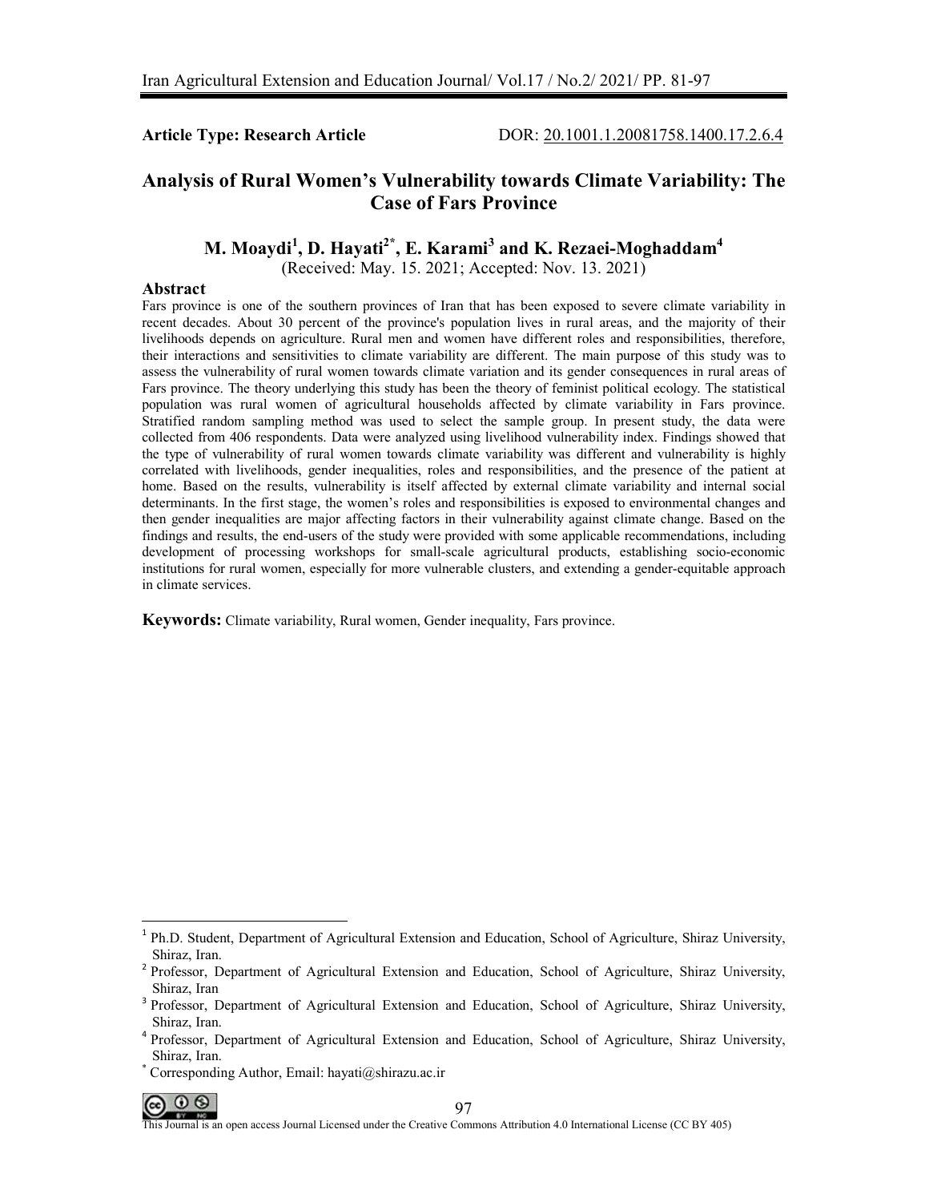**Article Type: Research Article** DOR: 20.1001.1.20081758.1400.17.2.6.4

# Analysis of Rural Women's Vulnerability towards Climate Variability: The Case of Fars Province

## M. Moaydi[1], D. Hayati[2*], E. Karami[3] and K. Rezaei-Moghaddam[4]

(Received: May. 15. 2021; Accepted: Nov. 13. 2021)

### Abstract

Fars province is one of the southern provinces of Iran that has been exposed to severe climate variability in recent decades. About 30 percent of the province's population lives in rural areas, and the majority of their livelihoods depends on agriculture. Rural men and women have different roles and responsibilities, therefore, their interactions and sensitivities to climate variability are different. The main purpose of this study was to assess the vulnerability of rural women towards climate variation and its gender consequences in rural areas of Fars province. The theory underlying this study has been the theory of feminist political ecology. The statistical population was rural women of agricultural households affected by climate variability in Fars province. Stratified random sampling method was used to select the sample group. In present study, the data were collected from 406 respondents. Data were analyzed using livelihood vulnerability index. Findings showed that the type of vulnerability of rural women towards climate variability was different and vulnerability is highly correlated with livelihoods, gender inequalities, roles and responsibilities, and the presence of the patient at home. Based on the results, vulnerability is itself affected by external climate variability and internal social determinants. In the first stage, the women's roles and responsibilities is exposed to environmental changes and then gender inequalities are major affecting factors in their vulnerability against climate change. Based on the findings and results, the end-users of the study were provided with some applicable recommendations, including development of processing workshops for small-scale agricultural products, establishing socio-economic institutions for rural women, especially for more vulnerable clusters, and extending a gender-equitable approach in climate services.

**Keywords:** Climate variability, Rural women, Gender inequality, Fars province.

---

[1] Ph.D. Student, Department of Agricultural Extension and Education, School of Agriculture, Shiraz University, Shiraz, Iran.

[2] Professor, Department of Agricultural Extension and Education, School of Agriculture, Shiraz University, Shiraz, Iran

[3] Professor, Department of Agricultural Extension and Education, School of Agriculture, Shiraz University, Shiraz, Iran.

[4] Professor, Department of Agricultural Extension and Education, School of Agriculture, Shiraz University, Shiraz, Iran.

[*] Corresponding Author, Email: hayati@shirazu.ac.ir

This Journal is an open access Journal Licensed under the Creative Commons Attribution 4.0 International License (CC BY 405)